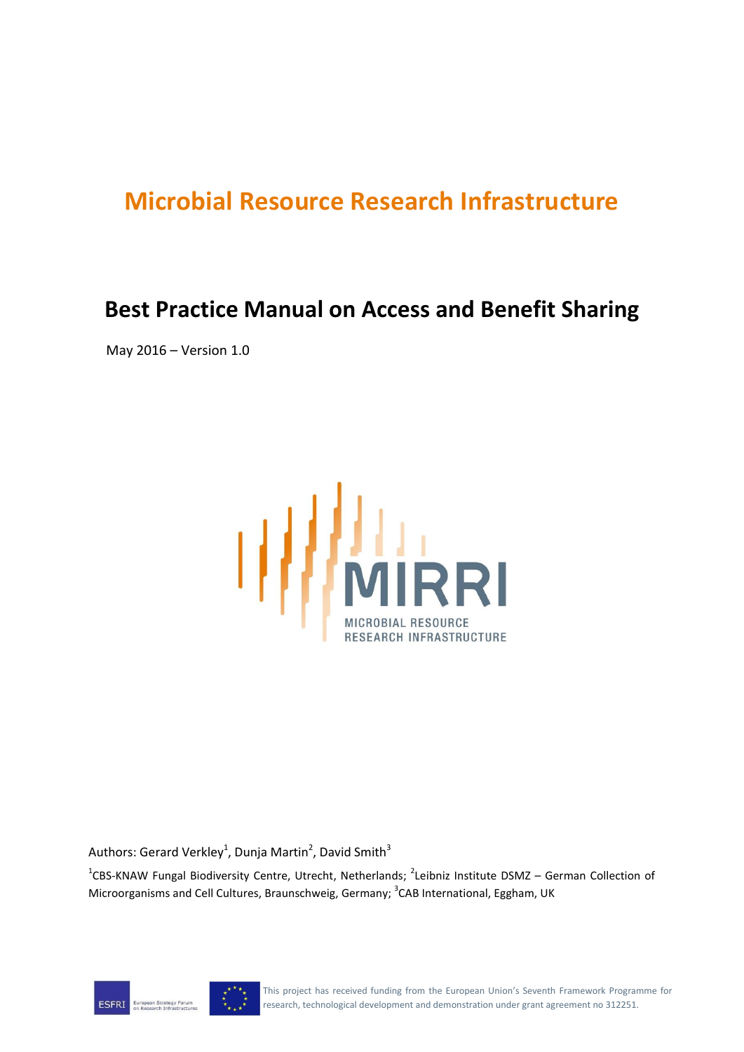# Microbial Resource Research Infrastructure

## Best Practice Manual on Access and Benefit Sharing

May 2016 – Version 1.0

MIRRI

MICROBIAL RESOURCE RESEARCH INFRASTRUCTURE

Authors: Gerard Verkley[1], Dunja Martin[2], David Smith[3]

[1]CBS-KNAW Fungal Biodiversity Centre, Utrecht, Netherlands; [2]Leibniz Institute DSMZ – German Collection of Microorganisms and Cell Cultures, Braunschweig, Germany; [3]CAB International, Eggham, UK

ESFRI European Strategy Forum on Research Infrastructures

This project has received funding from the European Union's Seventh Framework Programme for research, technological development and demonstration under grant agreement no 312251.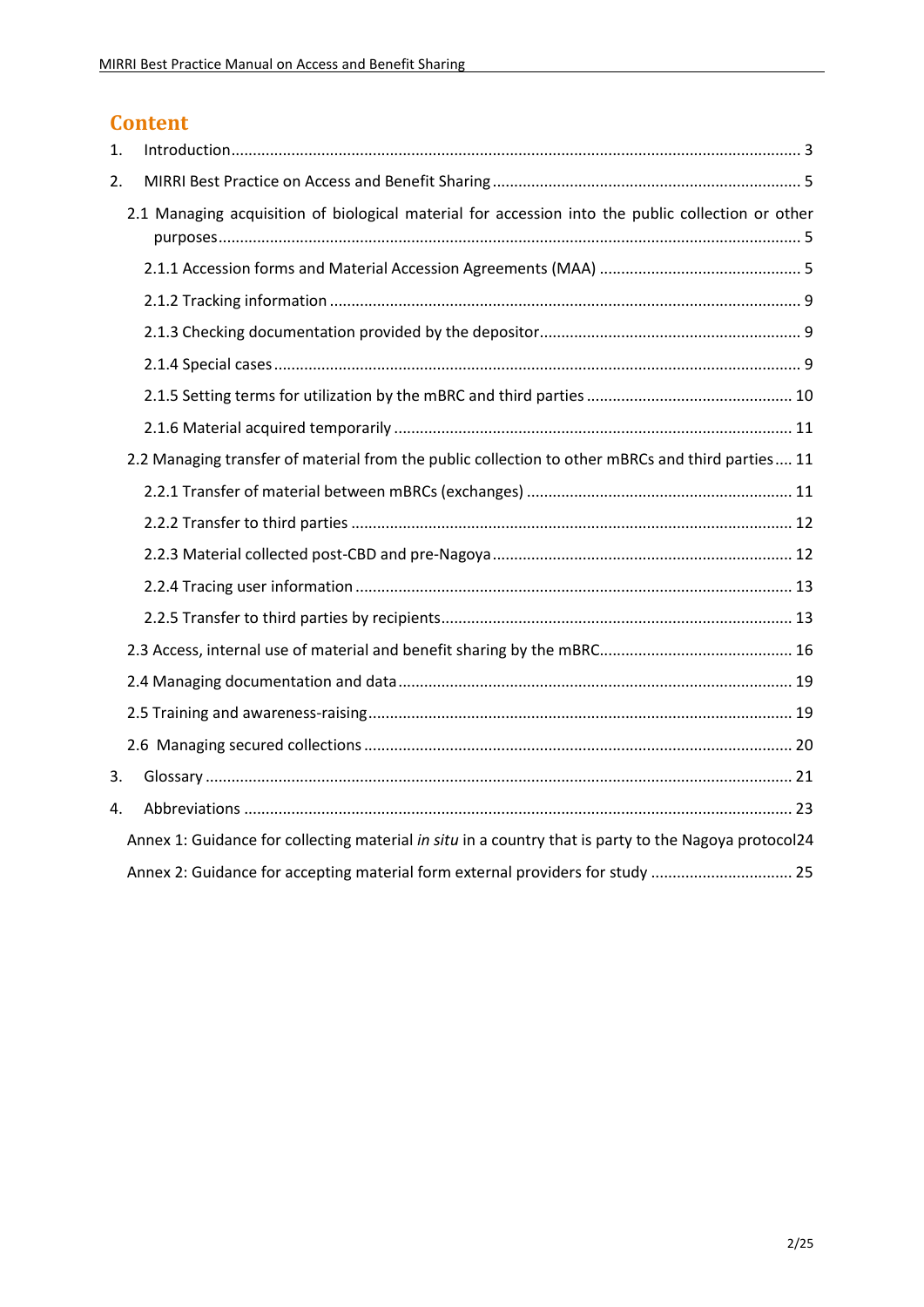# Content

1. Introduction ........................................................................................................................ 3
2. MIRRI Best Practice on Access and Benefit Sharing ...................................................................... 5
   - 2.1 Managing acquisition of biological material for accession into the public collection or other purposes ........................................................................................................................ 5
     - 2.1.1 Accession forms and Material Accession Agreements (MAA) .............................................. 5
     - 2.1.2 Tracking information ........................................................................................................ 9
     - 2.1.3 Checking documentation provided by the depositor............................................................ 9
     - 2.1.4 Special cases .................................................................................................................... 9
     - 2.1.5 Setting terms for utilization by the mBRC and third parties ................................................ 10
     - 2.1.6 Material acquired temporarily ........................................................................................ 11
   - 2.2 Managing transfer of material from the public collection to other mBRCs and third parties .... 11
     - 2.2.1 Transfer of material between mBRCs (exchanges) .............................................................. 11
     - 2.2.2 Transfer to third parties ................................................................................................... 12
     - 2.2.3 Material collected post-CBD and pre-Nagoya ..................................................................... 12
     - 2.2.4 Tracing user information .................................................................................................. 13
     - 2.2.5 Transfer to third parties by recipients................................................................................ 13
   - 2.3 Access, internal use of material and benefit sharing by the mBRC............................................ 16
   - 2.4 Managing documentation and data ........................................................................................ 19
   - 2.5 Training and awareness-raising................................................................................................ 19
   - 2.6 Managing secured collections ................................................................................................ 20
3. Glossary .............................................................................................................................. 21
4. Abbreviations ...................................................................................................................... 23

Annex 1: Guidance for collecting material *in situ* in a country that is party to the Nagoya protocol24

Annex 2: Guidance for accepting material form external providers for study ................................ 25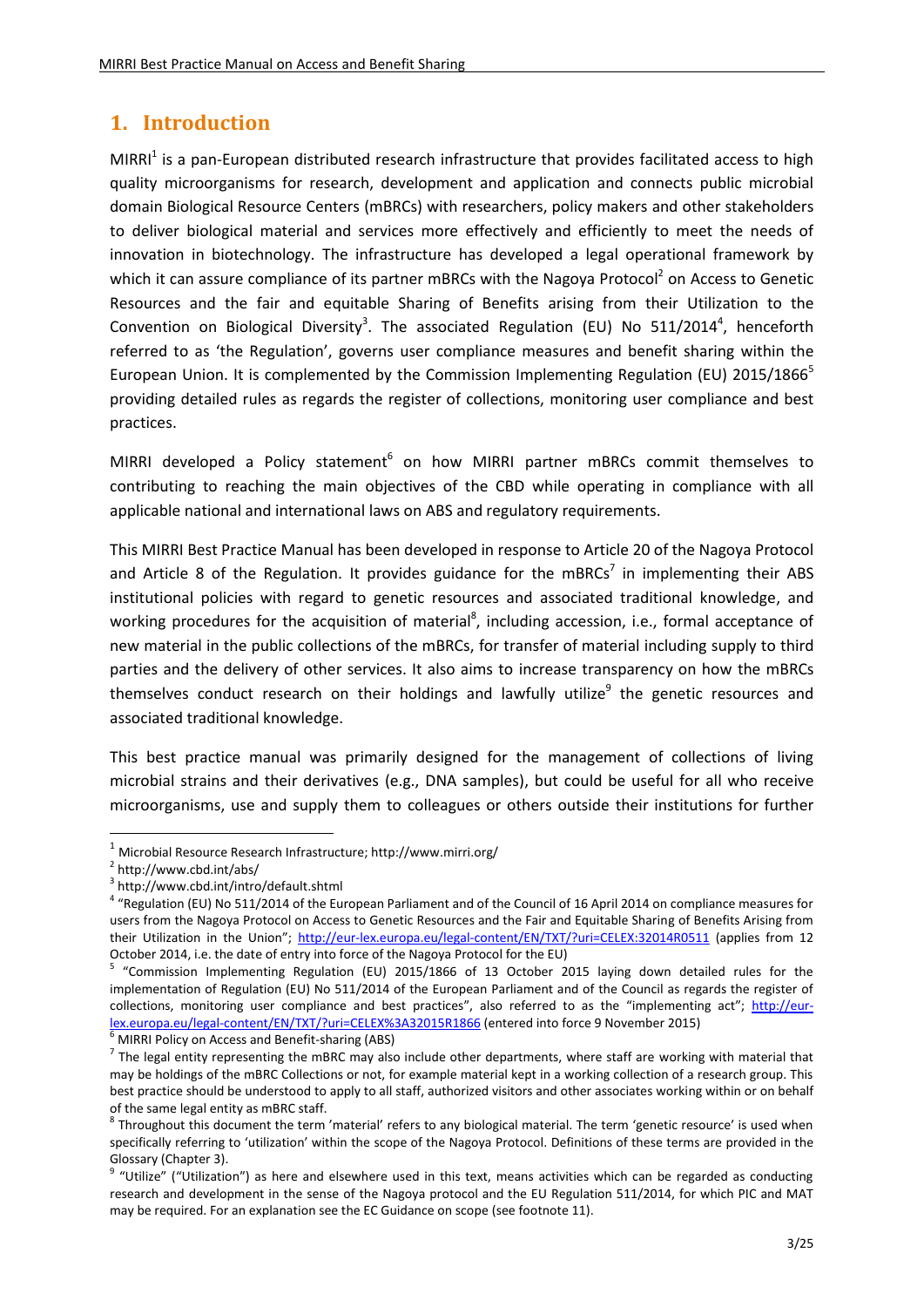# 1. Introduction

MIRRI[1] is a pan-European distributed research infrastructure that provides facilitated access to high quality microorganisms for research, development and application and connects public microbial domain Biological Resource Centers (mBRCs) with researchers, policy makers and other stakeholders to deliver biological material and services more effectively and efficiently to meet the needs of innovation in biotechnology. The infrastructure has developed a legal operational framework by which it can assure compliance of its partner mBRCs with the Nagoya Protocol[2] on Access to Genetic Resources and the fair and equitable Sharing of Benefits arising from their Utilization to the Convention on Biological Diversity[3]. The associated Regulation (EU) No 511/2014[4], henceforth referred to as 'the Regulation', governs user compliance measures and benefit sharing within the European Union. It is complemented by the Commission Implementing Regulation (EU) 2015/1866[5] providing detailed rules as regards the register of collections, monitoring user compliance and best practices.

MIRRI developed a Policy statement[6] on how MIRRI partner mBRCs commit themselves to contributing to reaching the main objectives of the CBD while operating in compliance with all applicable national and international laws on ABS and regulatory requirements.

This MIRRI Best Practice Manual has been developed in response to Article 20 of the Nagoya Protocol and Article 8 of the Regulation. It provides guidance for the mBRCs[7] in implementing their ABS institutional policies with regard to genetic resources and associated traditional knowledge, and working procedures for the acquisition of material[8], including accession, i.e., formal acceptance of new material in the public collections of the mBRCs, for transfer of material including supply to third parties and the delivery of other services. It also aims to increase transparency on how the mBRCs themselves conduct research on their holdings and lawfully utilize[9] the genetic resources and associated traditional knowledge.

This best practice manual was primarily designed for the management of collections of living microbial strains and their derivatives (e.g., DNA samples), but could be useful for all who receive microorganisms, use and supply them to colleagues or others outside their institutions for further

---

[1] Microbial Resource Research Infrastructure; http://www.mirri.org/

[2] http://www.cbd.int/abs/

[3] http://www.cbd.int/intro/default.shtml

[4] "Regulation (EU) No 511/2014 of the European Parliament and of the Council of 16 April 2014 on compliance measures for users from the Nagoya Protocol on Access to Genetic Resources and the Fair and Equitable Sharing of Benefits Arising from their Utilization in the Union"; http://eur-lex.europa.eu/legal-content/EN/TXT/?uri=CELEX:32014R0511 (applies from 12 October 2014, i.e. the date of entry into force of the Nagoya Protocol for the EU)

[5] "Commission Implementing Regulation (EU) 2015/1866 of 13 October 2015 laying down detailed rules for the implementation of Regulation (EU) No 511/2014 of the European Parliament and of the Council as regards the register of collections, monitoring user compliance and best practices", also referred to as the "implementing act"; http://eur-lex.europa.eu/legal-content/EN/TXT/?uri=CELEX%3A32015R1866 (entered into force 9 November 2015)

[6] MIRRI Policy on Access and Benefit-sharing (ABS)

[7] The legal entity representing the mBRC may also include other departments, where staff are working with material that may be holdings of the mBRC Collections or not, for example material kept in a working collection of a research group. This best practice should be understood to apply to all staff, authorized visitors and other associates working within or on behalf of the same legal entity as mBRC staff.

[8] Throughout this document the term 'material' refers to any biological material. The term 'genetic resource' is used when specifically referring to 'utilization' within the scope of the Nagoya Protocol. Definitions of these terms are provided in the Glossary (Chapter 3).

[9] "Utilize" ("Utilization") as here and elsewhere used in this text, means activities which can be regarded as conducting research and development in the sense of the Nagoya protocol and the EU Regulation 511/2014, for which PIC and MAT may be required. For an explanation see the EC Guidance on scope (see footnote 11).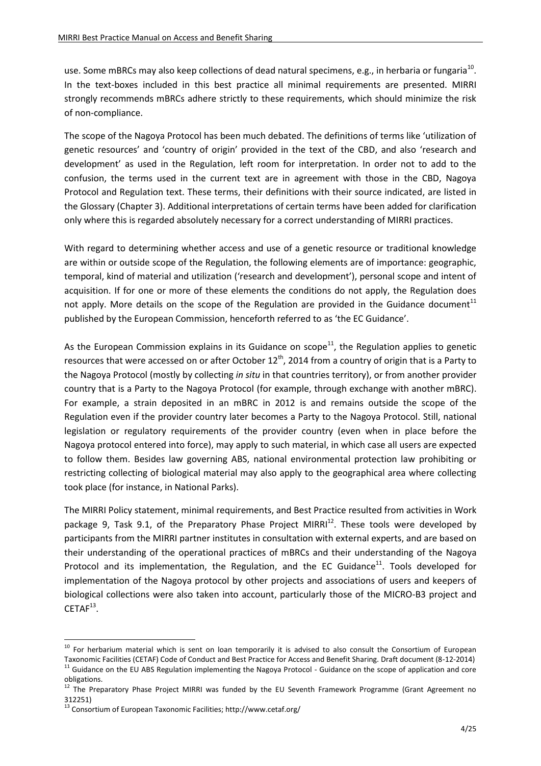use. Some mBRCs may also keep collections of dead natural specimens, e.g., in herbaria or fungaria[10]. In the text-boxes included in this best practice all minimal requirements are presented. MIRRI strongly recommends mBRCs adhere strictly to these requirements, which should minimize the risk of non-compliance.

The scope of the Nagoya Protocol has been much debated. The definitions of terms like 'utilization of genetic resources' and 'country of origin' provided in the text of the CBD, and also 'research and development' as used in the Regulation, left room for interpretation. In order not to add to the confusion, the terms used in the current text are in agreement with those in the CBD, Nagoya Protocol and Regulation text. These terms, their definitions with their source indicated, are listed in the Glossary (Chapter 3). Additional interpretations of certain terms have been added for clarification only where this is regarded absolutely necessary for a correct understanding of MIRRI practices.

With regard to determining whether access and use of a genetic resource or traditional knowledge are within or outside scope of the Regulation, the following elements are of importance: geographic, temporal, kind of material and utilization ('research and development'), personal scope and intent of acquisition. If for one or more of these elements the conditions do not apply, the Regulation does not apply. More details on the scope of the Regulation are provided in the Guidance document[11] published by the European Commission, henceforth referred to as 'the EC Guidance'.

As the European Commission explains in its Guidance on scope[11], the Regulation applies to genetic resources that were accessed on or after October 12th, 2014 from a country of origin that is a Party to the Nagoya Protocol (mostly by collecting *in situ* in that countries territory), or from another provider country that is a Party to the Nagoya Protocol (for example, through exchange with another mBRC). For example, a strain deposited in an mBRC in 2012 is and remains outside the scope of the Regulation even if the provider country later becomes a Party to the Nagoya Protocol. Still, national legislation or regulatory requirements of the provider country (even when in place before the Nagoya protocol entered into force), may apply to such material, in which case all users are expected to follow them. Besides law governing ABS, national environmental protection law prohibiting or restricting collecting of biological material may also apply to the geographical area where collecting took place (for instance, in National Parks).

The MIRRI Policy statement, minimal requirements, and Best Practice resulted from activities in Work package 9, Task 9.1, of the Preparatory Phase Project MIRRI[12]. These tools were developed by participants from the MIRRI partner institutes in consultation with external experts, and are based on their understanding of the operational practices of mBRCs and their understanding of the Nagoya Protocol and its implementation, the Regulation, and the EC Guidance[11]. Tools developed for implementation of the Nagoya protocol by other projects and associations of users and keepers of biological collections were also taken into account, particularly those of the MICRO-B3 project and CETAF[13].

---

[10] For herbarium material which is sent on loan temporarily it is advised to also consult the Consortium of European Taxonomic Facilities (CETAF) Code of Conduct and Best Practice for Access and Benefit Sharing. Draft document (8-12-2014)

[11] Guidance on the EU ABS Regulation implementing the Nagoya Protocol - Guidance on the scope of application and core obligations.

[12] The Preparatory Phase Project MIRRI was funded by the EU Seventh Framework Programme (Grant Agreement no 312251)

[13] Consortium of European Taxonomic Facilities; http://www.cetaf.org/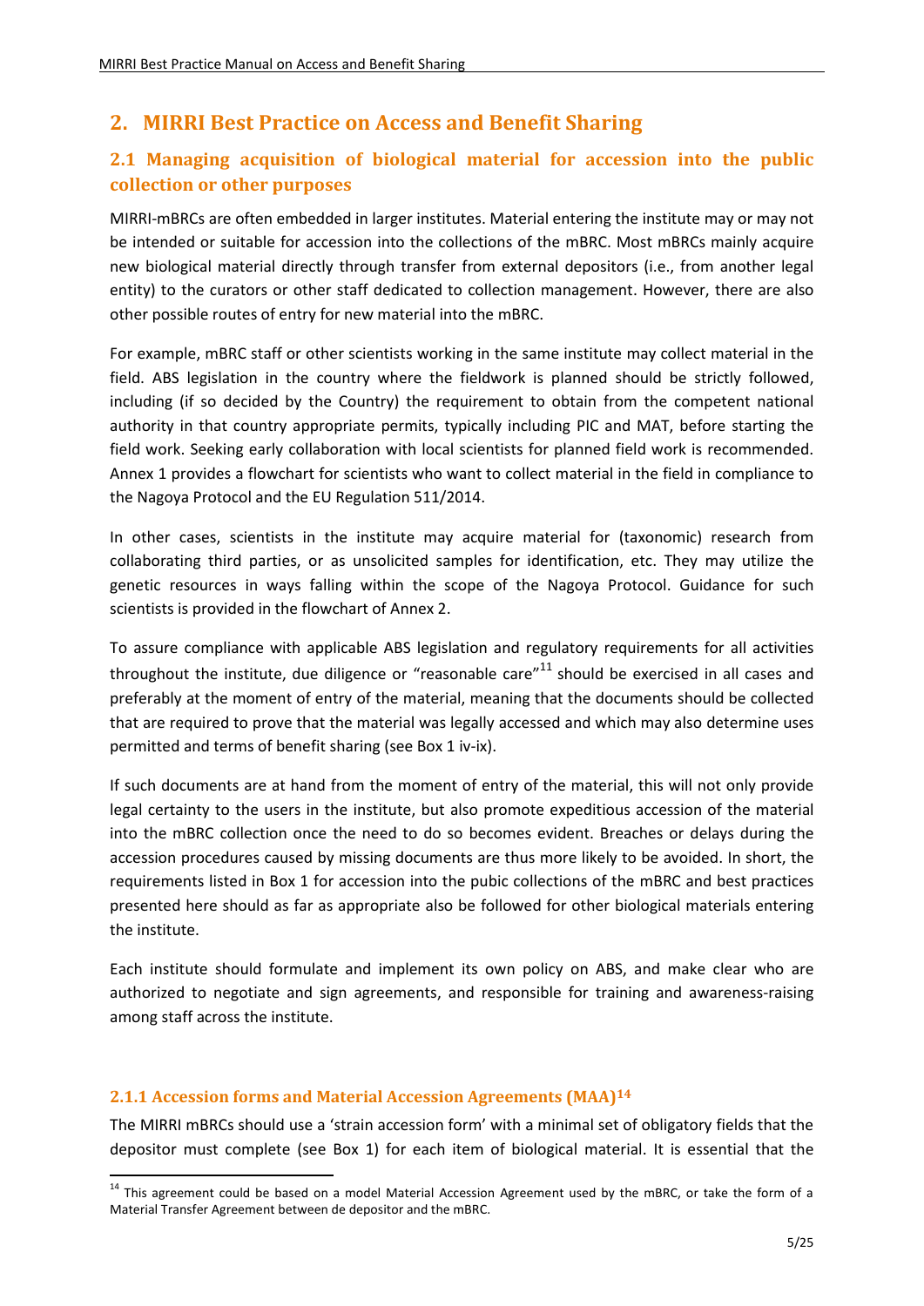## 2. MIRRI Best Practice on Access and Benefit Sharing

### 2.1 Managing acquisition of biological material for accession into the public collection or other purposes

MIRRI-mBRCs are often embedded in larger institutes. Material entering the institute may or may not be intended or suitable for accession into the collections of the mBRC. Most mBRCs mainly acquire new biological material directly through transfer from external depositors (i.e., from another legal entity) to the curators or other staff dedicated to collection management. However, there are also other possible routes of entry for new material into the mBRC.

For example, mBRC staff or other scientists working in the same institute may collect material in the field. ABS legislation in the country where the fieldwork is planned should be strictly followed, including (if so decided by the Country) the requirement to obtain from the competent national authority in that country appropriate permits, typically including PIC and MAT, before starting the field work. Seeking early collaboration with local scientists for planned field work is recommended. Annex 1 provides a flowchart for scientists who want to collect material in the field in compliance to the Nagoya Protocol and the EU Regulation 511/2014.

In other cases, scientists in the institute may acquire material for (taxonomic) research from collaborating third parties, or as unsolicited samples for identification, etc. They may utilize the genetic resources in ways falling within the scope of the Nagoya Protocol. Guidance for such scientists is provided in the flowchart of Annex 2.

To assure compliance with applicable ABS legislation and regulatory requirements for all activities throughout the institute, due diligence or "reasonable care"[11] should be exercised in all cases and preferably at the moment of entry of the material, meaning that the documents should be collected that are required to prove that the material was legally accessed and which may also determine uses permitted and terms of benefit sharing (see Box 1 iv-ix).

If such documents are at hand from the moment of entry of the material, this will not only provide legal certainty to the users in the institute, but also promote expeditious accession of the material into the mBRC collection once the need to do so becomes evident. Breaches or delays during the accession procedures caused by missing documents are thus more likely to be avoided. In short, the requirements listed in Box 1 for accession into the pubic collections of the mBRC and best practices presented here should as far as appropriate also be followed for other biological materials entering the institute.

Each institute should formulate and implement its own policy on ABS, and make clear who are authorized to negotiate and sign agreements, and responsible for training and awareness-raising among staff across the institute.

#### 2.1.1 Accession forms and Material Accession Agreements (MAA)[14]

The MIRRI mBRCs should use a 'strain accession form' with a minimal set of obligatory fields that the depositor must complete (see Box 1) for each item of biological material. It is essential that the

[14] This agreement could be based on a model Material Accession Agreement used by the mBRC, or take the form of a Material Transfer Agreement between de depositor and the mBRC.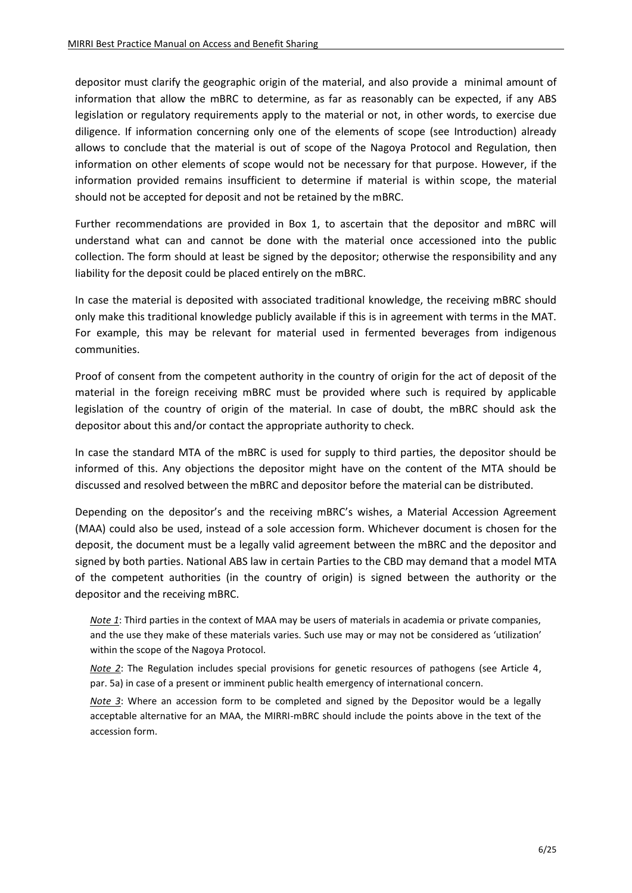depositor must clarify the geographic origin of the material, and also provide a minimal amount of information that allow the mBRC to determine, as far as reasonably can be expected, if any ABS legislation or regulatory requirements apply to the material or not, in other words, to exercise due diligence. If information concerning only one of the elements of scope (see Introduction) already allows to conclude that the material is out of scope of the Nagoya Protocol and Regulation, then information on other elements of scope would not be necessary for that purpose. However, if the information provided remains insufficient to determine if material is within scope, the material should not be accepted for deposit and not be retained by the mBRC.

Further recommendations are provided in Box 1, to ascertain that the depositor and mBRC will understand what can and cannot be done with the material once accessioned into the public collection. The form should at least be signed by the depositor; otherwise the responsibility and any liability for the deposit could be placed entirely on the mBRC.

In case the material is deposited with associated traditional knowledge, the receiving mBRC should only make this traditional knowledge publicly available if this is in agreement with terms in the MAT. For example, this may be relevant for material used in fermented beverages from indigenous communities.

Proof of consent from the competent authority in the country of origin for the act of deposit of the material in the foreign receiving mBRC must be provided where such is required by applicable legislation of the country of origin of the material. In case of doubt, the mBRC should ask the depositor about this and/or contact the appropriate authority to check.

In case the standard MTA of the mBRC is used for supply to third parties, the depositor should be informed of this. Any objections the depositor might have on the content of the MTA should be discussed and resolved between the mBRC and depositor before the material can be distributed.

Depending on the depositor's and the receiving mBRC's wishes, a Material Accession Agreement (MAA) could also be used, instead of a sole accession form. Whichever document is chosen for the deposit, the document must be a legally valid agreement between the mBRC and the depositor and signed by both parties. National ABS law in certain Parties to the CBD may demand that a model MTA of the competent authorities (in the country of origin) is signed between the authority or the depositor and the receiving mBRC.

*Note 1*: Third parties in the context of MAA may be users of materials in academia or private companies, and the use they make of these materials varies. Such use may or may not be considered as 'utilization' within the scope of the Nagoya Protocol.

*Note 2*: The Regulation includes special provisions for genetic resources of pathogens (see Article 4, par. 5a) in case of a present or imminent public health emergency of international concern.

*Note 3*: Where an accession form to be completed and signed by the Depositor would be a legally acceptable alternative for an MAA, the MIRRI-mBRC should include the points above in the text of the accession form.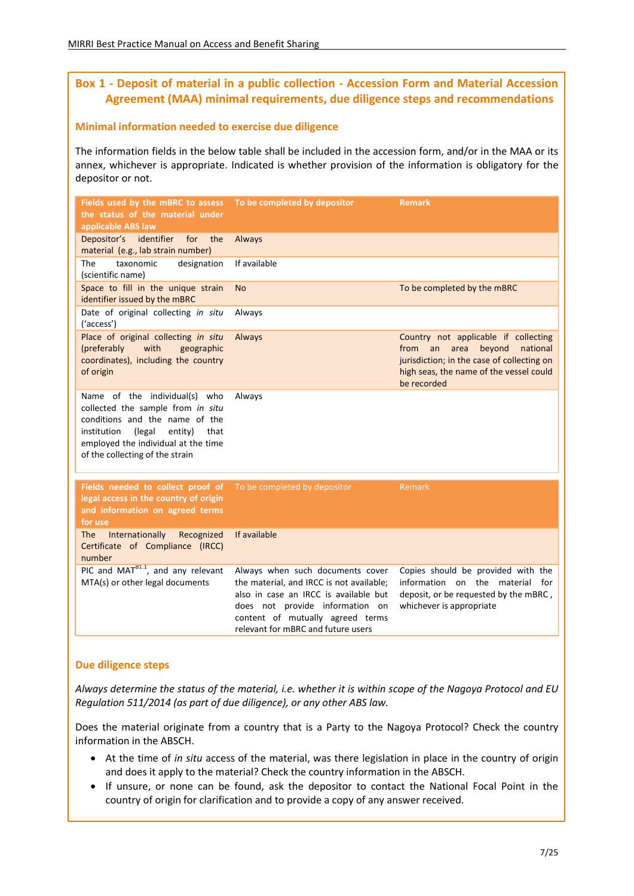## Box 1 - Deposit of material in a public collection - Accession Form and Material Accession Agreement (MAA) minimal requirements, due diligence steps and recommendations

### Minimal information needed to exercise due diligence

The information fields in the below table shall be included in the accession form, and/or in the MAA or its annex, whichever is appropriate. Indicated is whether provision of the information is obligatory for the depositor or not.

| Fields used by the mBRC to assess the status of the material under applicable ABS law | To be completed by depositor | Remark |
|---|---|---|
| Depositor's identifier for the material (e.g., lab strain number) | Always | |
| The taxonomic designation (scientific name) | If available | |
| Space to fill in the unique strain identifier issued by the mBRC | No | To be completed by the mBRC |
| Date of original collecting *in situ* ('access') | Always | |
| Place of original collecting *in situ* (preferably with geographic coordinates), including the country of origin | Always | Country not applicable if collecting from an area beyond national jurisdiction; in the case of collecting on high seas, the name of the vessel could be recorded |
| Name of the individual(s) who collected the sample from *in situ* conditions and the name of the institution (legal entity) that employed the individual at the time of the collecting of the strain | Always | |

| Fields needed to collect proof of legal access in the country of origin and information on agreed terms for use | To be completed by depositor | Remark |
|---|---|---|
| The Internationally Recognized Certificate of Compliance (IRCC) number | If available | |
| PIC and MAT[B1.1], and any relevant MTA(s) or other legal documents | Always when such documents cover the material, and IRCC is not available; also in case an IRCC is available but does not provide information on content of mutually agreed terms relevant for mBRC and future users | Copies should be provided with the information on the material for deposit, or be requested by the mBRC , whichever is appropriate |

### Due diligence steps

*Always determine the status of the material, i.e. whether it is within scope of the Nagoya Protocol and EU Regulation 511/2014 (as part of due diligence), or any other ABS law.*

Does the material originate from a country that is a Party to the Nagoya Protocol? Check the country information in the ABSCH.

- At the time of *in situ* access of the material, was there legislation in place in the country of origin and does it apply to the material? Check the country information in the ABSCH.
- If unsure, or none can be found, ask the depositor to contact the National Focal Point in the country of origin for clarification and to provide a copy of any answer received.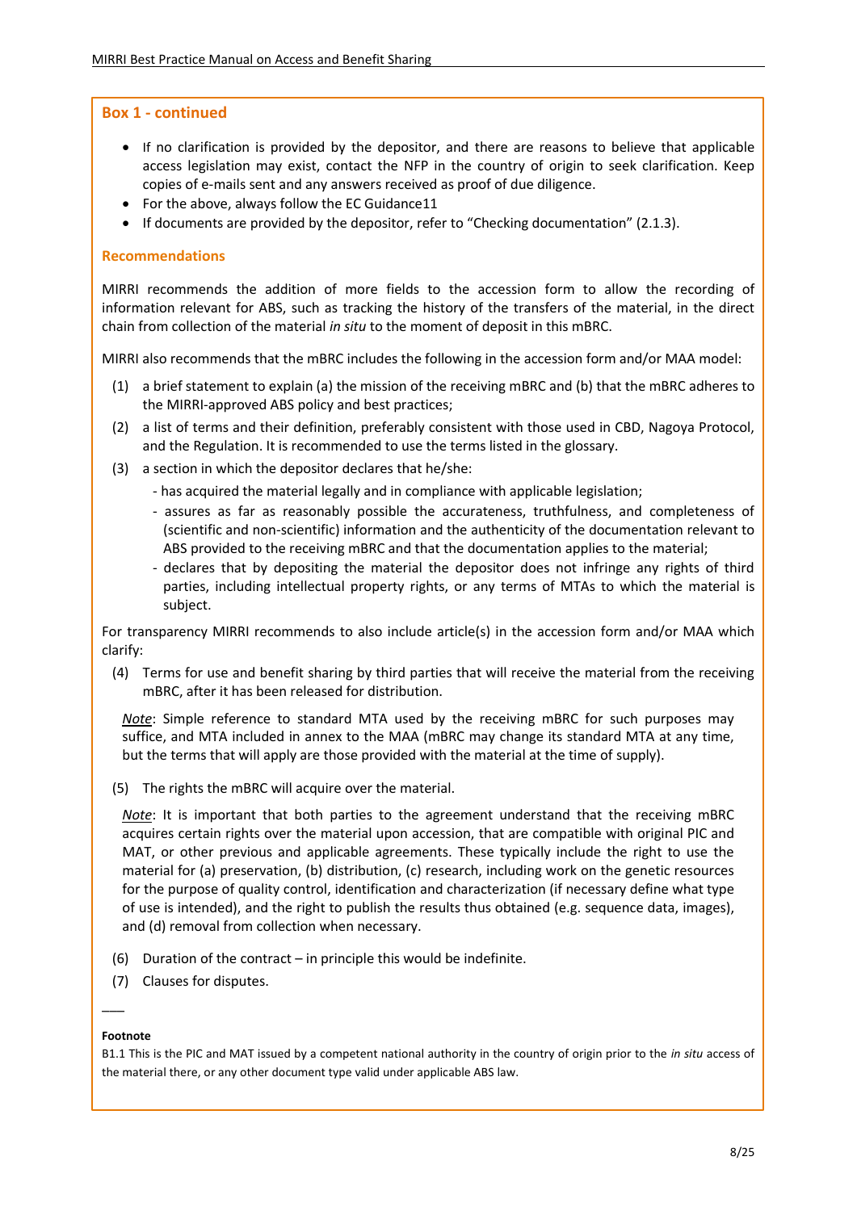### Box 1 - continued

- If no clarification is provided by the depositor, and there are reasons to believe that applicable access legislation may exist, contact the NFP in the country of origin to seek clarification. Keep copies of e-mails sent and any answers received as proof of due diligence.
- For the above, always follow the EC Guidance11
- If documents are provided by the depositor, refer to "Checking documentation" (2.1.3).

### Recommendations

MIRRI recommends the addition of more fields to the accession form to allow the recording of information relevant for ABS, such as tracking the history of the transfers of the material, in the direct chain from collection of the material *in situ* to the moment of deposit in this mBRC.

MIRRI also recommends that the mBRC includes the following in the accession form and/or MAA model:

(1) a brief statement to explain (a) the mission of the receiving mBRC and (b) that the mBRC adheres to the MIRRI-approved ABS policy and best practices;

(2) a list of terms and their definition, preferably consistent with those used in CBD, Nagoya Protocol, and the Regulation. It is recommended to use the terms listed in the glossary.

(3) a section in which the depositor declares that he/she:

- has acquired the material legally and in compliance with applicable legislation;
- assures as far as reasonably possible the accurateness, truthfulness, and completeness of (scientific and non-scientific) information and the authenticity of the documentation relevant to ABS provided to the receiving mBRC and that the documentation applies to the material;
- declares that by depositing the material the depositor does not infringe any rights of third parties, including intellectual property rights, or any terms of MTAs to which the material is subject.

For transparency MIRRI recommends to also include article(s) in the accession form and/or MAA which clarify:

(4) Terms for use and benefit sharing by third parties that will receive the material from the receiving mBRC, after it has been released for distribution.

*Note*: Simple reference to standard MTA used by the receiving mBRC for such purposes may suffice, and MTA included in annex to the MAA (mBRC may change its standard MTA at any time, but the terms that will apply are those provided with the material at the time of supply).

(5) The rights the mBRC will acquire over the material.

*Note*: It is important that both parties to the agreement understand that the receiving mBRC acquires certain rights over the material upon accession, that are compatible with original PIC and MAT, or other previous and applicable agreements. These typically include the right to use the material for (a) preservation, (b) distribution, (c) research, including work on the genetic resources for the purpose of quality control, identification and characterization (if necessary define what type of use is intended), and the right to publish the results thus obtained (e.g. sequence data, images), and (d) removal from collection when necessary.

(6) Duration of the contract – in principle this would be indefinite.

(7) Clauses for disputes.

___

**Footnote**

B1.1 This is the PIC and MAT issued by a competent national authority in the country of origin prior to the *in situ* access of the material there, or any other document type valid under applicable ABS law.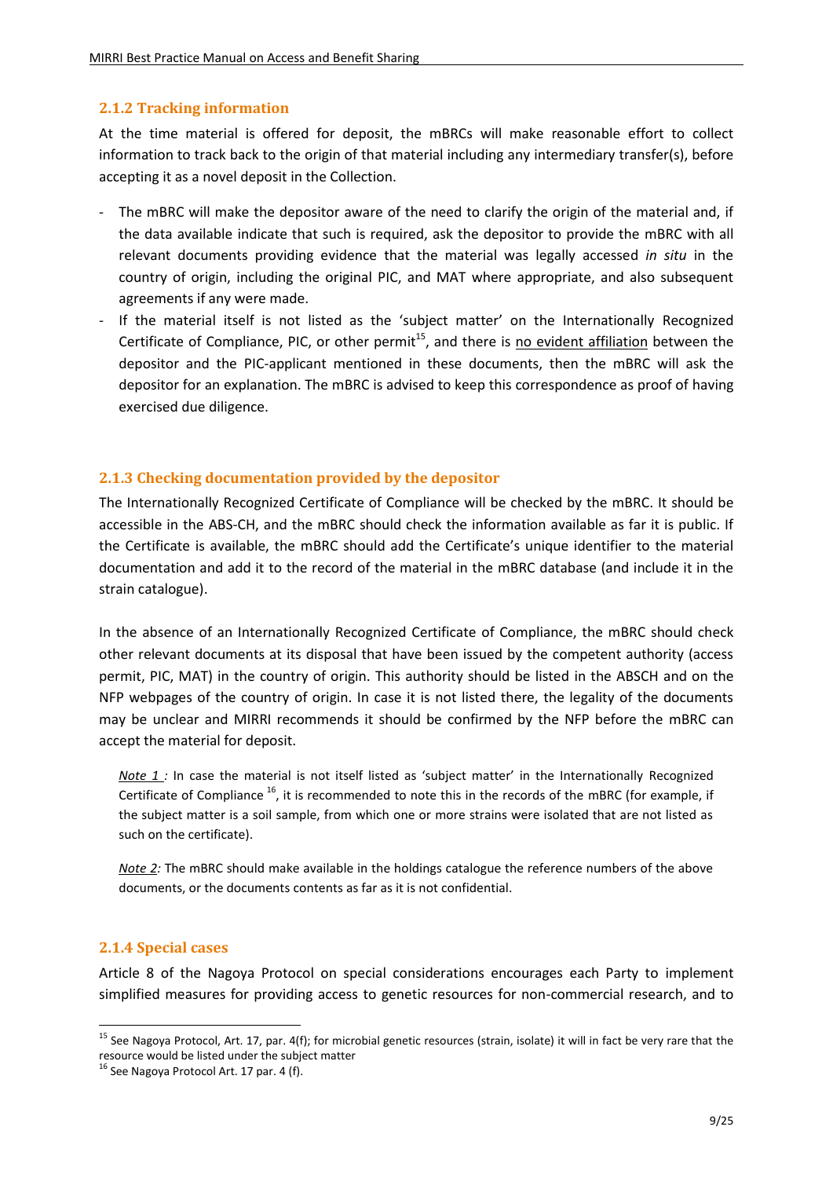### 2.1.2 Tracking information

At the time material is offered for deposit, the mBRCs will make reasonable effort to collect information to track back to the origin of that material including any intermediary transfer(s), before accepting it as a novel deposit in the Collection.

- The mBRC will make the depositor aware of the need to clarify the origin of the material and, if the data available indicate that such is required, ask the depositor to provide the mBRC with all relevant documents providing evidence that the material was legally accessed *in situ* in the country of origin, including the original PIC, and MAT where appropriate, and also subsequent agreements if any were made.
- If the material itself is not listed as the 'subject matter' on the Internationally Recognized Certificate of Compliance, PIC, or other permit[15], and there is <u>no evident affiliation</u> between the depositor and the PIC-applicant mentioned in these documents, then the mBRC will ask the depositor for an explanation. The mBRC is advised to keep this correspondence as proof of having exercised due diligence.

### 2.1.3 Checking documentation provided by the depositor

The Internationally Recognized Certificate of Compliance will be checked by the mBRC. It should be accessible in the ABS-CH, and the mBRC should check the information available as far it is public. If the Certificate is available, the mBRC should add the Certificate's unique identifier to the material documentation and add it to the record of the material in the mBRC database (and include it in the strain catalogue).

In the absence of an Internationally Recognized Certificate of Compliance, the mBRC should check other relevant documents at its disposal that have been issued by the competent authority (access permit, PIC, MAT) in the country of origin. This authority should be listed in the ABSCH and on the NFP webpages of the country of origin. In case it is not listed there, the legality of the documents may be unclear and MIRRI recommends it should be confirmed by the NFP before the mBRC can accept the material for deposit.

> <u>*Note 1*</u> *:* In case the material is not itself listed as 'subject matter' in the Internationally Recognized Certificate of Compliance [16], it is recommended to note this in the records of the mBRC (for example, if the subject matter is a soil sample, from which one or more strains were isolated that are not listed as such on the certificate).
>
> <u>*Note 2*</u>*:* The mBRC should make available in the holdings catalogue the reference numbers of the above documents, or the documents contents as far as it is not confidential.

### 2.1.4 Special cases

Article 8 of the Nagoya Protocol on special considerations encourages each Party to implement simplified measures for providing access to genetic resources for non-commercial research, and to

---

[15] See Nagoya Protocol, Art. 17, par. 4(f); for microbial genetic resources (strain, isolate) it will in fact be very rare that the resource would be listed under the subject matter

[16] See Nagoya Protocol Art. 17 par. 4 (f).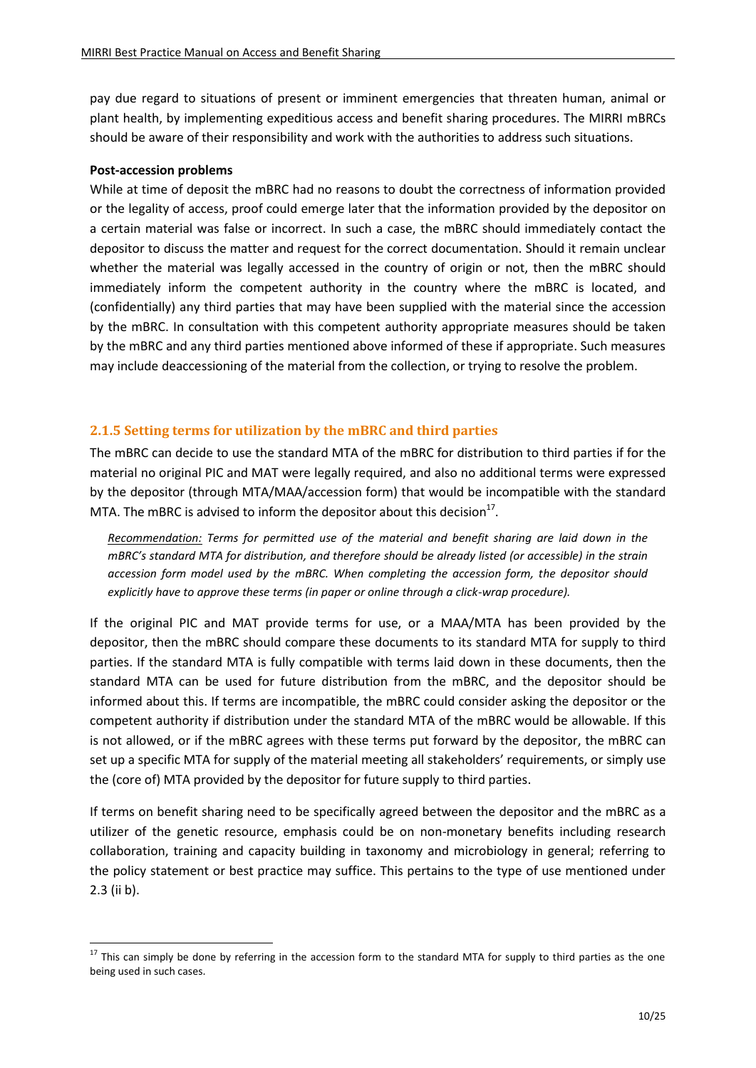pay due regard to situations of present or imminent emergencies that threaten human, animal or plant health, by implementing expeditious access and benefit sharing procedures. The MIRRI mBRCs should be aware of their responsibility and work with the authorities to address such situations.

**Post-accession problems**

While at time of deposit the mBRC had no reasons to doubt the correctness of information provided or the legality of access, proof could emerge later that the information provided by the depositor on a certain material was false or incorrect. In such a case, the mBRC should immediately contact the depositor to discuss the matter and request for the correct documentation. Should it remain unclear whether the material was legally accessed in the country of origin or not, then the mBRC should immediately inform the competent authority in the country where the mBRC is located, and (confidentially) any third parties that may have been supplied with the material since the accession by the mBRC. In consultation with this competent authority appropriate measures should be taken by the mBRC and any third parties mentioned above informed of these if appropriate. Such measures may include deaccessioning of the material from the collection, or trying to resolve the problem.

### 2.1.5 Setting terms for utilization by the mBRC and third parties

The mBRC can decide to use the standard MTA of the mBRC for distribution to third parties if for the material no original PIC and MAT were legally required, and also no additional terms were expressed by the depositor (through MTA/MAA/accession form) that would be incompatible with the standard MTA. The mBRC is advised to inform the depositor about this decision[17].

> *Recommendation: Terms for permitted use of the material and benefit sharing are laid down in the mBRC's standard MTA for distribution, and therefore should be already listed (or accessible) in the strain accession form model used by the mBRC. When completing the accession form, the depositor should explicitly have to approve these terms (in paper or online through a click-wrap procedure).*

If the original PIC and MAT provide terms for use, or a MAA/MTA has been provided by the depositor, then the mBRC should compare these documents to its standard MTA for supply to third parties. If the standard MTA is fully compatible with terms laid down in these documents, then the standard MTA can be used for future distribution from the mBRC, and the depositor should be informed about this. If terms are incompatible, the mBRC could consider asking the depositor or the competent authority if distribution under the standard MTA of the mBRC would be allowable. If this is not allowed, or if the mBRC agrees with these terms put forward by the depositor, the mBRC can set up a specific MTA for supply of the material meeting all stakeholders' requirements, or simply use the (core of) MTA provided by the depositor for future supply to third parties.

If terms on benefit sharing need to be specifically agreed between the depositor and the mBRC as a utilizer of the genetic resource, emphasis could be on non-monetary benefits including research collaboration, training and capacity building in taxonomy and microbiology in general; referring to the policy statement or best practice may suffice. This pertains to the type of use mentioned under 2.3 (ii b).

[17] This can simply be done by referring in the accession form to the standard MTA for supply to third parties as the one being used in such cases.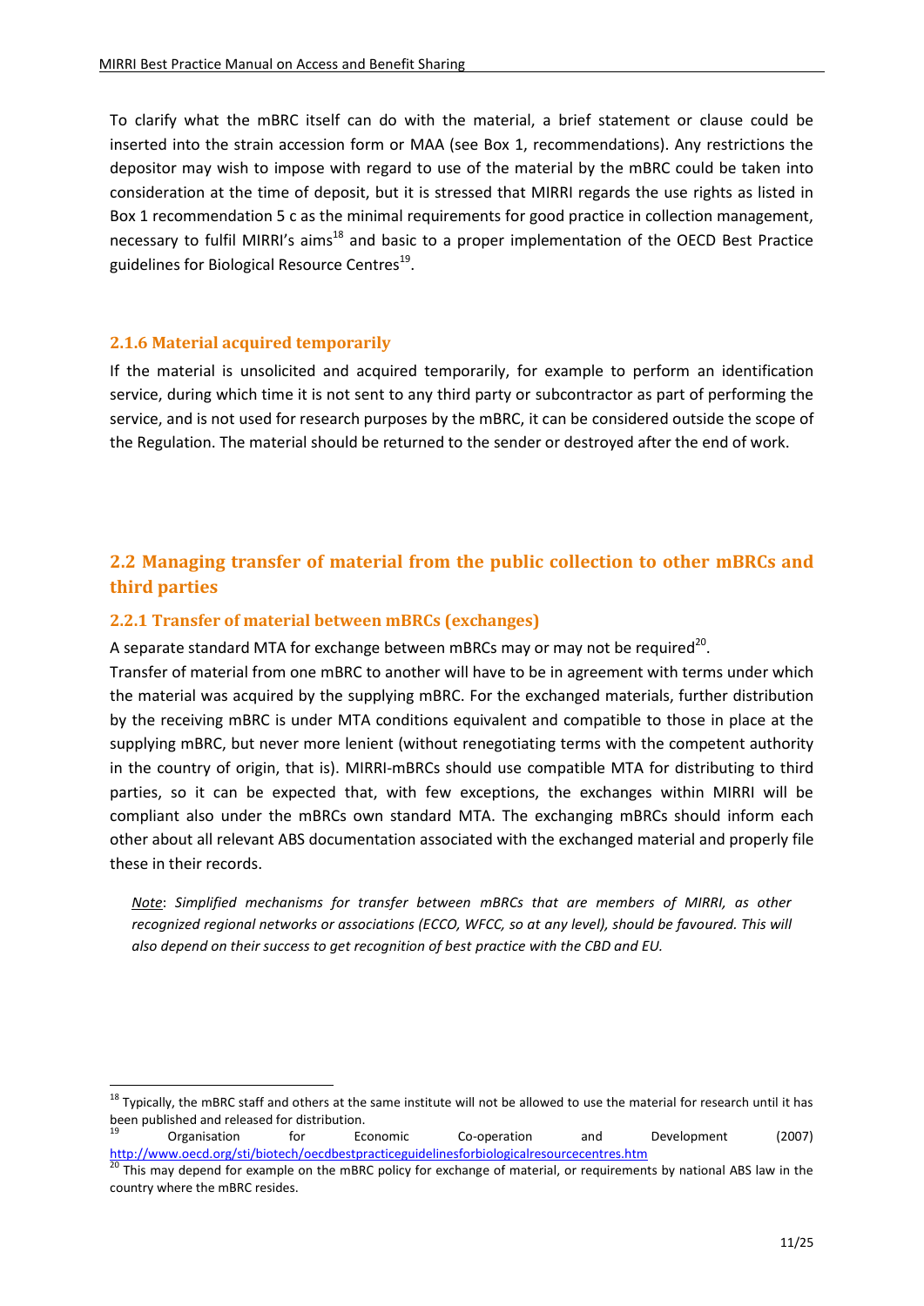To clarify what the mBRC itself can do with the material, a brief statement or clause could be inserted into the strain accession form or MAA (see Box 1, recommendations). Any restrictions the depositor may wish to impose with regard to use of the material by the mBRC could be taken into consideration at the time of deposit, but it is stressed that MIRRI regards the use rights as listed in Box 1 recommendation 5 c as the minimal requirements for good practice in collection management, necessary to fulfil MIRRI's aims[18] and basic to a proper implementation of the OECD Best Practice guidelines for Biological Resource Centres[19].

### 2.1.6 Material acquired temporarily

If the material is unsolicited and acquired temporarily, for example to perform an identification service, during which time it is not sent to any third party or subcontractor as part of performing the service, and is not used for research purposes by the mBRC, it can be considered outside the scope of the Regulation. The material should be returned to the sender or destroyed after the end of work.

## 2.2 Managing transfer of material from the public collection to other mBRCs and third parties

### 2.2.1 Transfer of material between mBRCs (exchanges)

A separate standard MTA for exchange between mBRCs may or may not be required[20].

Transfer of material from one mBRC to another will have to be in agreement with terms under which the material was acquired by the supplying mBRC. For the exchanged materials, further distribution by the receiving mBRC is under MTA conditions equivalent and compatible to those in place at the supplying mBRC, but never more lenient (without renegotiating terms with the competent authority in the country of origin, that is). MIRRI-mBRCs should use compatible MTA for distributing to third parties, so it can be expected that, with few exceptions, the exchanges within MIRRI will be compliant also under the mBRCs own standard MTA. The exchanging mBRCs should inform each other about all relevant ABS documentation associated with the exchanged material and properly file these in their records.

> *__Note__: Simplified mechanisms for transfer between mBRCs that are members of MIRRI, as other recognized regional networks or associations (ECCO, WFCC, so at any level), should be favoured. This will also depend on their success to get recognition of best practice with the CBD and EU.*

---

[18] Typically, the mBRC staff and others at the same institute will not be allowed to use the material for research until it has been published and released for distribution.

[19] Organisation for Economic Co-operation and Development (2007) http://www.oecd.org/sti/biotech/oecdbestpracticeguidelinesforbiologicalresourcecentres.htm

[20] This may depend for example on the mBRC policy for exchange of material, or requirements by national ABS law in the country where the mBRC resides.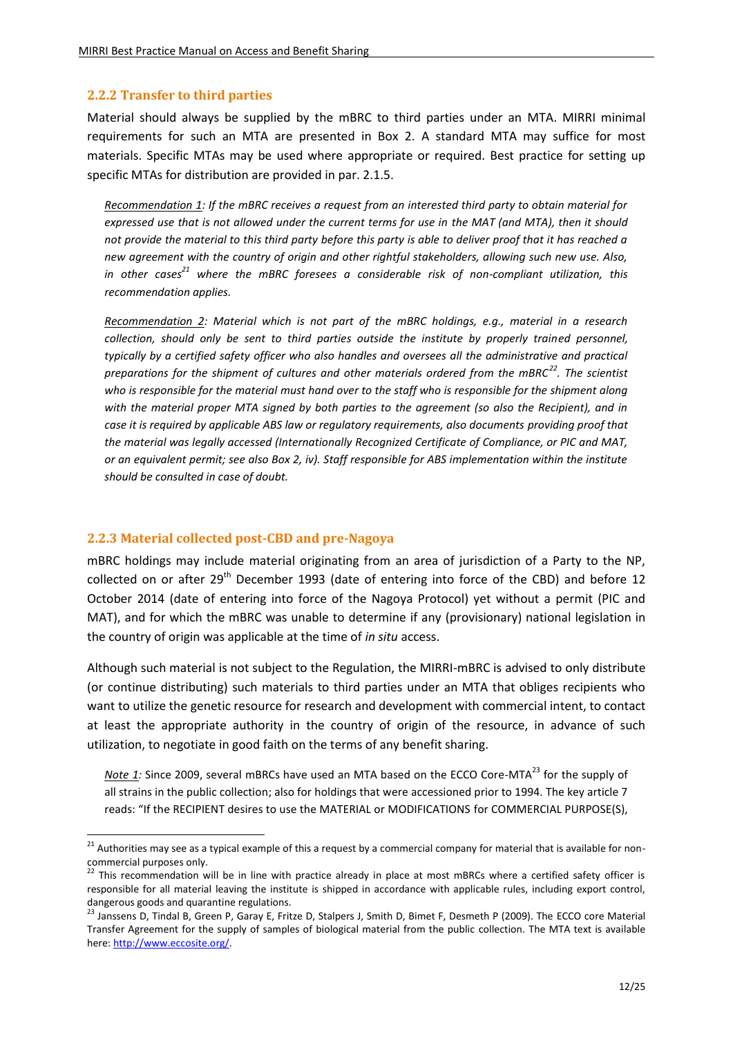### 2.2.2 Transfer to third parties

Material should always be supplied by the mBRC to third parties under an MTA. MIRRI minimal requirements for such an MTA are presented in Box 2. A standard MTA may suffice for most materials. Specific MTAs may be used where appropriate or required. Best practice for setting up specific MTAs for distribution are provided in par. 2.1.5.

> *<u>Recommendation 1</u>: If the mBRC receives a request from an interested third party to obtain material for expressed use that is not allowed under the current terms for use in the MAT (and MTA), then it should not provide the material to this third party before this party is able to deliver proof that it has reached a new agreement with the country of origin and other rightful stakeholders, allowing such new use. Also, in other cases[21] where the mBRC foresees a considerable risk of non-compliant utilization, this recommendation applies.*

> *<u>Recommendation 2</u>: Material which is not part of the mBRC holdings, e.g., material in a research collection, should only be sent to third parties outside the institute by properly trained personnel, typically by a certified safety officer who also handles and oversees all the administrative and practical preparations for the shipment of cultures and other materials ordered from the mBRC[22]. The scientist who is responsible for the material must hand over to the staff who is responsible for the shipment along with the material proper MTA signed by both parties to the agreement (so also the Recipient), and in case it is required by applicable ABS law or regulatory requirements, also documents providing proof that the material was legally accessed (Internationally Recognized Certificate of Compliance, or PIC and MAT, or an equivalent permit; see also Box 2, iv). Staff responsible for ABS implementation within the institute should be consulted in case of doubt.*

### 2.2.3 Material collected post-CBD and pre-Nagoya

mBRC holdings may include material originating from an area of jurisdiction of a Party to the NP, collected on or after 29th December 1993 (date of entering into force of the CBD) and before 12 October 2014 (date of entering into force of the Nagoya Protocol) yet without a permit (PIC and MAT), and for which the mBRC was unable to determine if any (provisionary) national legislation in the country of origin was applicable at the time of *in situ* access.

Although such material is not subject to the Regulation, the MIRRI-mBRC is advised to only distribute (or continue distributing) such materials to third parties under an MTA that obliges recipients who want to utilize the genetic resource for research and development with commercial intent, to contact at least the appropriate authority in the country of origin of the resource, in advance of such utilization, to negotiate in good faith on the terms of any benefit sharing.

> *<u>Note 1</u>:* Since 2009, several mBRCs have used an MTA based on the ECCO Core-MTA[23] for the supply of all strains in the public collection; also for holdings that were accessioned prior to 1994. The key article 7 reads: "If the RECIPIENT desires to use the MATERIAL or MODIFICATIONS for COMMERCIAL PURPOSE(S),

---

[21] Authorities may see as a typical example of this a request by a commercial company for material that is available for non-commercial purposes only.

[22] This recommendation will be in line with practice already in place at most mBRCs where a certified safety officer is responsible for all material leaving the institute is shipped in accordance with applicable rules, including export control, dangerous goods and quarantine regulations.

[23] Janssens D, Tindal B, Green P, Garay E, Fritze D, Stalpers J, Smith D, Bimet F, Desmeth P (2009). The ECCO core Material Transfer Agreement for the supply of samples of biological material from the public collection. The MTA text is available here: http://www.eccosite.org/.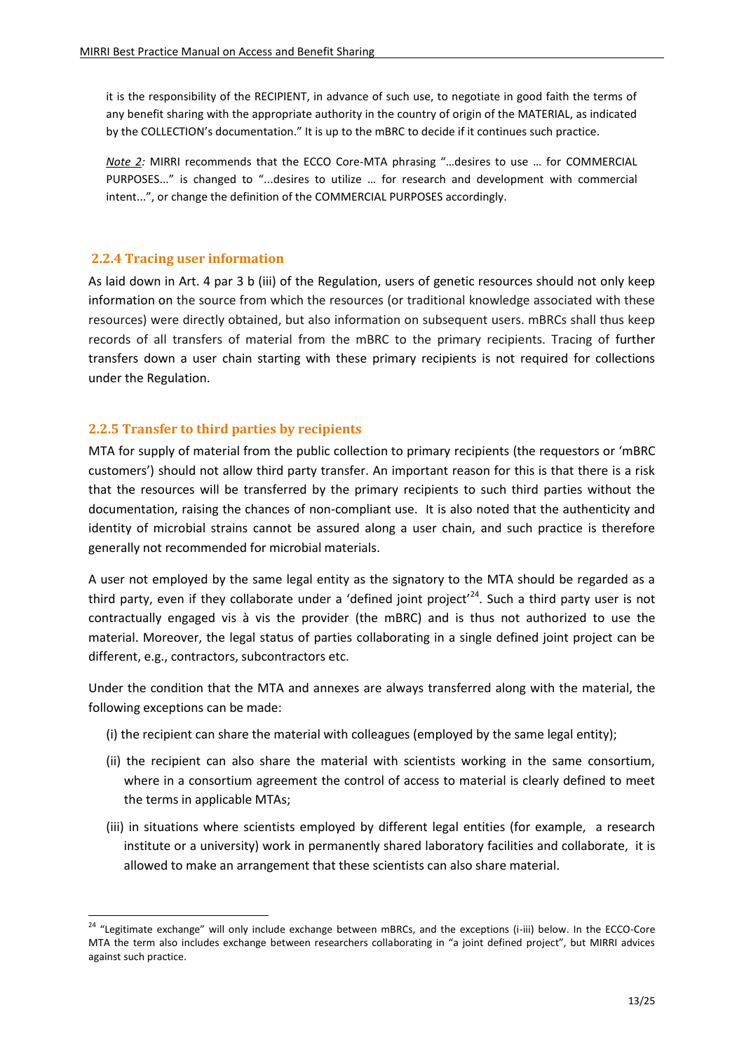it is the responsibility of the RECIPIENT, in advance of such use, to negotiate in good faith the terms of any benefit sharing with the appropriate authority in the country of origin of the MATERIAL, as indicated by the COLLECTION's documentation." It is up to the mBRC to decide if it continues such practice.

*Note 2:* MIRRI recommends that the ECCO Core-MTA phrasing "…desires to use … for COMMERCIAL PURPOSES..." is changed to "...desires to utilize … for research and development with commercial intent...", or change the definition of the COMMERCIAL PURPOSES accordingly.

### 2.2.4 Tracing user information

As laid down in Art. 4 par 3 b (iii) of the Regulation, users of genetic resources should not only keep information on the source from which the resources (or traditional knowledge associated with these resources) were directly obtained, but also information on subsequent users. mBRCs shall thus keep records of all transfers of material from the mBRC to the primary recipients. Tracing of further transfers down a user chain starting with these primary recipients is not required for collections under the Regulation.

### 2.2.5 Transfer to third parties by recipients

MTA for supply of material from the public collection to primary recipients (the requestors or 'mBRC customers') should not allow third party transfer. An important reason for this is that there is a risk that the resources will be transferred by the primary recipients to such third parties without the documentation, raising the chances of non-compliant use. It is also noted that the authenticity and identity of microbial strains cannot be assured along a user chain, and such practice is therefore generally not recommended for microbial materials.

A user not employed by the same legal entity as the signatory to the MTA should be regarded as a third party, even if they collaborate under a 'defined joint project'[24]. Such a third party user is not contractually engaged vis à vis the provider (the mBRC) and is thus not authorized to use the material. Moreover, the legal status of parties collaborating in a single defined joint project can be different, e.g., contractors, subcontractors etc.

Under the condition that the MTA and annexes are always transferred along with the material, the following exceptions can be made:

(i) the recipient can share the material with colleagues (employed by the same legal entity);

(ii) the recipient can also share the material with scientists working in the same consortium, where in a consortium agreement the control of access to material is clearly defined to meet the terms in applicable MTAs;

(iii) in situations where scientists employed by different legal entities (for example, a research institute or a university) work in permanently shared laboratory facilities and collaborate, it is allowed to make an arrangement that these scientists can also share material.

[24] "Legitimate exchange" will only include exchange between mBRCs, and the exceptions (i-iii) below. In the ECCO-Core MTA the term also includes exchange between researchers collaborating in "a joint defined project", but MIRRI advices against such practice.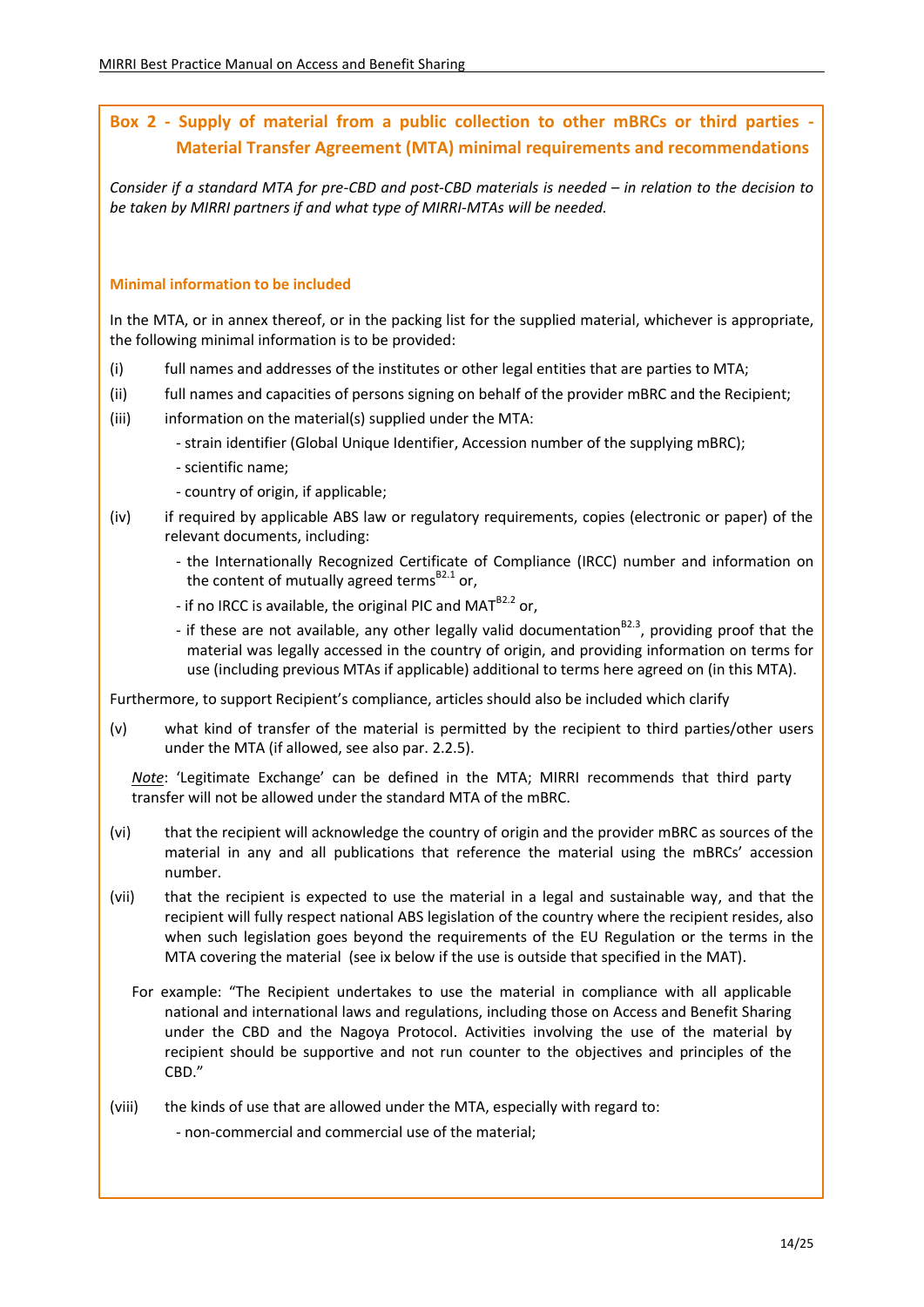## Box 2 - Supply of material from a public collection to other mBRCs or third parties - Material Transfer Agreement (MTA) minimal requirements and recommendations

*Consider if a standard MTA for pre-CBD and post-CBD materials is needed – in relation to the decision to be taken by MIRRI partners if and what type of MIRRI-MTAs will be needed.*

### Minimal information to be included

In the MTA, or in annex thereof, or in the packing list for the supplied material, whichever is appropriate, the following minimal information is to be provided:

(i) full names and addresses of the institutes or other legal entities that are parties to MTA;

(ii) full names and capacities of persons signing on behalf of the provider mBRC and the Recipient;

(iii) information on the material(s) supplied under the MTA:
- strain identifier (Global Unique Identifier, Accession number of the supplying mBRC);
- scientific name;
- country of origin, if applicable;

(iv) if required by applicable ABS law or regulatory requirements, copies (electronic or paper) of the relevant documents, including:
- the Internationally Recognized Certificate of Compliance (IRCC) number and information on the content of mutually agreed terms[B2.1] or,
- if no IRCC is available, the original PIC and MAT[B2.2] or,
- if these are not available, any other legally valid documentation[B2.3], providing proof that the material was legally accessed in the country of origin, and providing information on terms for use (including previous MTAs if applicable) additional to terms here agreed on (in this MTA).

Furthermore, to support Recipient's compliance, articles should also be included which clarify

(v) what kind of transfer of the material is permitted by the recipient to third parties/other users under the MTA (if allowed, see also par. 2.2.5).

*Note*: 'Legitimate Exchange' can be defined in the MTA; MIRRI recommends that third party transfer will not be allowed under the standard MTA of the mBRC.

(vi) that the recipient will acknowledge the country of origin and the provider mBRC as sources of the material in any and all publications that reference the material using the mBRCs' accession number.

(vii) that the recipient is expected to use the material in a legal and sustainable way, and that the recipient will fully respect national ABS legislation of the country where the recipient resides, also when such legislation goes beyond the requirements of the EU Regulation or the terms in the MTA covering the material (see ix below if the use is outside that specified in the MAT).

For example: "The Recipient undertakes to use the material in compliance with all applicable national and international laws and regulations, including those on Access and Benefit Sharing under the CBD and the Nagoya Protocol. Activities involving the use of the material by recipient should be supportive and not run counter to the objectives and principles of the CBD."

(viii) the kinds of use that are allowed under the MTA, especially with regard to:
- non-commercial and commercial use of the material;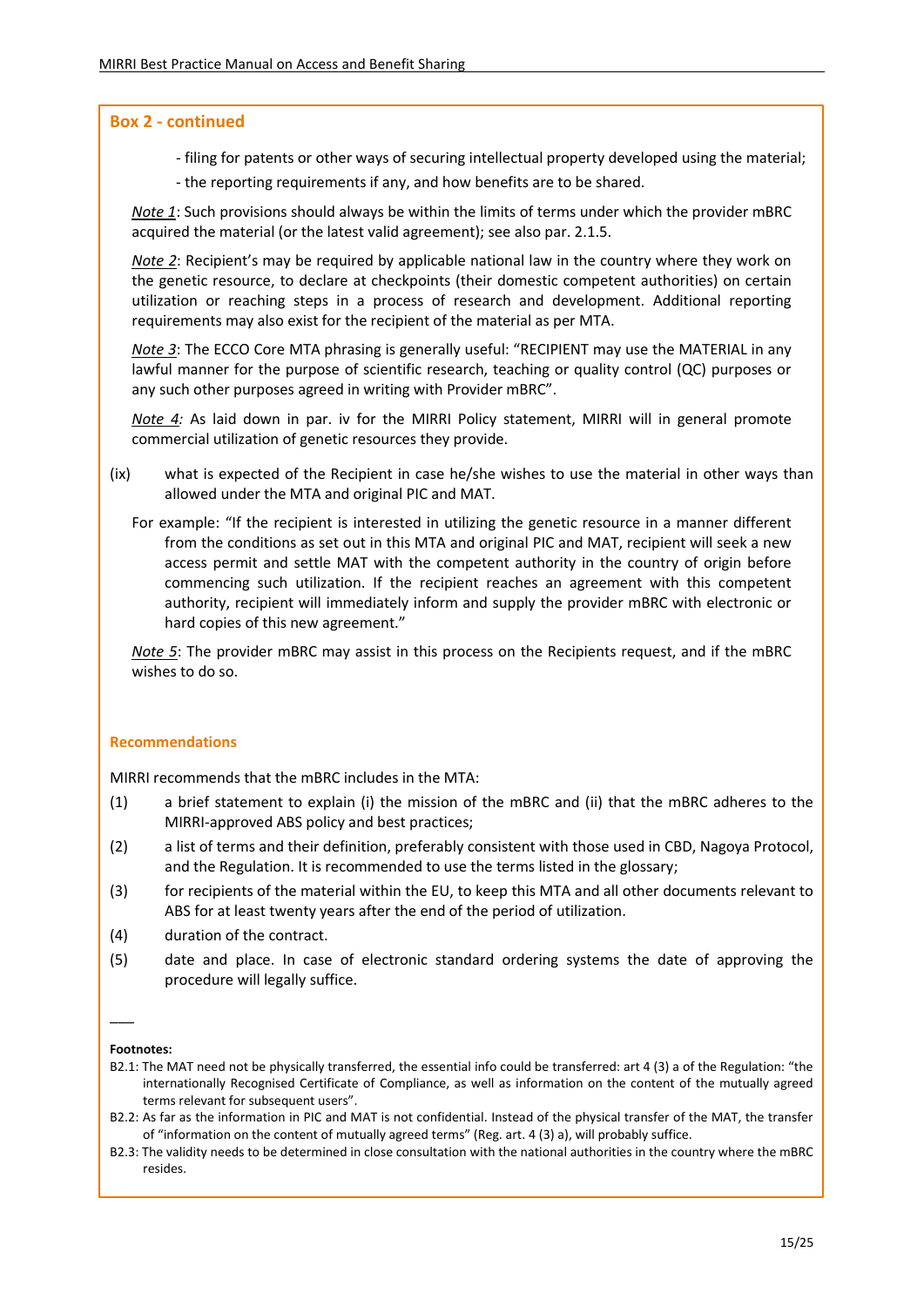### Box 2 - continued

- filing for patents or other ways of securing intellectual property developed using the material;
- the reporting requirements if any, and how benefits are to be shared.

*Note 1*: Such provisions should always be within the limits of terms under which the provider mBRC acquired the material (or the latest valid agreement); see also par. 2.1.5.

*Note 2*: Recipient's may be required by applicable national law in the country where they work on the genetic resource, to declare at checkpoints (their domestic competent authorities) on certain utilization or reaching steps in a process of research and development. Additional reporting requirements may also exist for the recipient of the material as per MTA.

*Note 3*: The ECCO Core MTA phrasing is generally useful: "RECIPIENT may use the MATERIAL in any lawful manner for the purpose of scientific research, teaching or quality control (QC) purposes or any such other purposes agreed in writing with Provider mBRC".

*Note 4:* As laid down in par. iv for the MIRRI Policy statement, MIRRI will in general promote commercial utilization of genetic resources they provide.

(ix) what is expected of the Recipient in case he/she wishes to use the material in other ways than allowed under the MTA and original PIC and MAT.

For example: "If the recipient is interested in utilizing the genetic resource in a manner different from the conditions as set out in this MTA and original PIC and MAT, recipient will seek a new access permit and settle MAT with the competent authority in the country of origin before commencing such utilization. If the recipient reaches an agreement with this competent authority, recipient will immediately inform and supply the provider mBRC with electronic or hard copies of this new agreement."

*Note 5*: The provider mBRC may assist in this process on the Recipients request, and if the mBRC wishes to do so.

### Recommendations

MIRRI recommends that the mBRC includes in the MTA:

(1) a brief statement to explain (i) the mission of the mBRC and (ii) that the mBRC adheres to the MIRRI-approved ABS policy and best practices;

(2) a list of terms and their definition, preferably consistent with those used in CBD, Nagoya Protocol, and the Regulation. It is recommended to use the terms listed in the glossary;

(3) for recipients of the material within the EU, to keep this MTA and all other documents relevant to ABS for at least twenty years after the end of the period of utilization.

(4) duration of the contract.

(5) date and place. In case of electronic standard ordering systems the date of approving the procedure will legally suffice.

---

**Footnotes:**

B2.1: The MAT need not be physically transferred, the essential info could be transferred: art 4 (3) a of the Regulation: "the internationally Recognised Certificate of Compliance, as well as information on the content of the mutually agreed terms relevant for subsequent users".

B2.2: As far as the information in PIC and MAT is not confidential. Instead of the physical transfer of the MAT, the transfer of "information on the content of mutually agreed terms" (Reg. art. 4 (3) a), will probably suffice.

B2.3: The validity needs to be determined in close consultation with the national authorities in the country where the mBRC resides.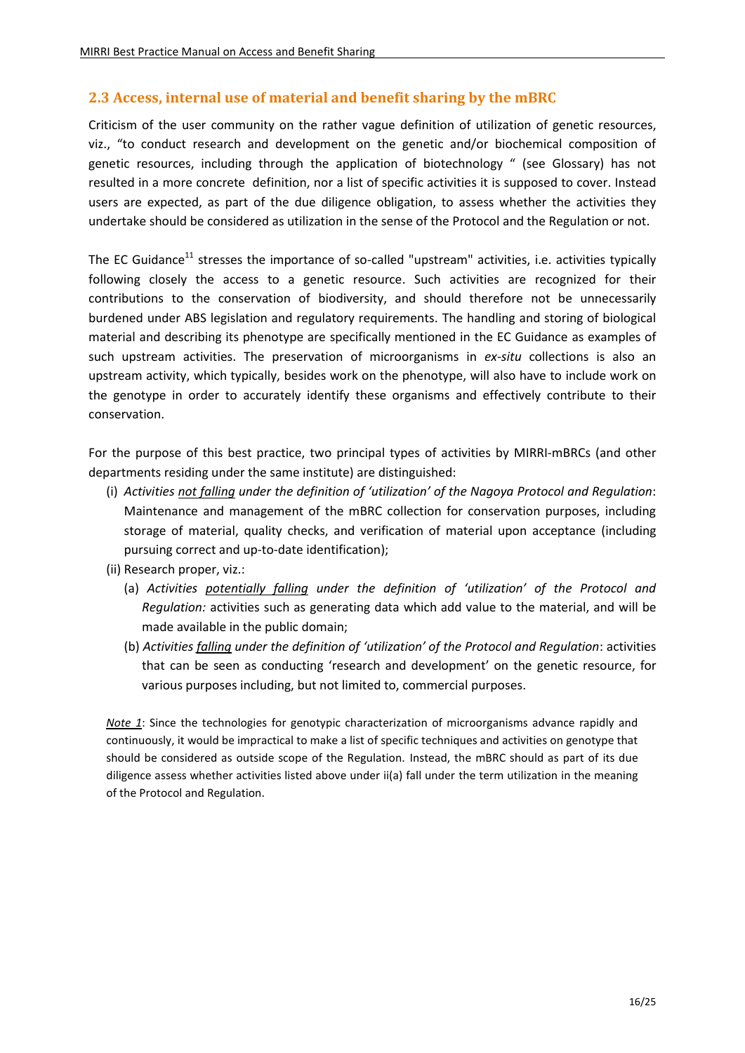## 2.3 Access, internal use of material and benefit sharing by the mBRC

Criticism of the user community on the rather vague definition of utilization of genetic resources, viz., "to conduct research and development on the genetic and/or biochemical composition of genetic resources, including through the application of biotechnology " (see Glossary) has not resulted in a more concrete definition, nor a list of specific activities it is supposed to cover. Instead users are expected, as part of the due diligence obligation, to assess whether the activities they undertake should be considered as utilization in the sense of the Protocol and the Regulation or not.

The EC Guidance[11] stresses the importance of so-called "upstream" activities, i.e. activities typically following closely the access to a genetic resource. Such activities are recognized for their contributions to the conservation of biodiversity, and should therefore not be unnecessarily burdened under ABS legislation and regulatory requirements. The handling and storing of biological material and describing its phenotype are specifically mentioned in the EC Guidance as examples of such upstream activities. The preservation of microorganisms in *ex-situ* collections is also an upstream activity, which typically, besides work on the phenotype, will also have to include work on the genotype in order to accurately identify these organisms and effectively contribute to their conservation.

For the purpose of this best practice, two principal types of activities by MIRRI-mBRCs (and other departments residing under the same institute) are distinguished:

(i) *Activities <u>not falling</u> under the definition of 'utilization' of the Nagoya Protocol and Regulation*: Maintenance and management of the mBRC collection for conservation purposes, including storage of material, quality checks, and verification of material upon acceptance (including pursuing correct and up-to-date identification);

(ii) Research proper, viz.:

  (a) *Activities <u>potentially falling</u> under the definition of 'utilization' of the Protocol and Regulation:* activities such as generating data which add value to the material, and will be made available in the public domain;

  (b) *Activities <u>falling</u> under the definition of 'utilization' of the Protocol and Regulation*: activities that can be seen as conducting 'research and development' on the genetic resource, for various purposes including, but not limited to, commercial purposes.

*<u>Note 1</u>*: Since the technologies for genotypic characterization of microorganisms advance rapidly and continuously, it would be impractical to make a list of specific techniques and activities on genotype that should be considered as outside scope of the Regulation. Instead, the mBRC should as part of its due diligence assess whether activities listed above under ii(a) fall under the term utilization in the meaning of the Protocol and Regulation.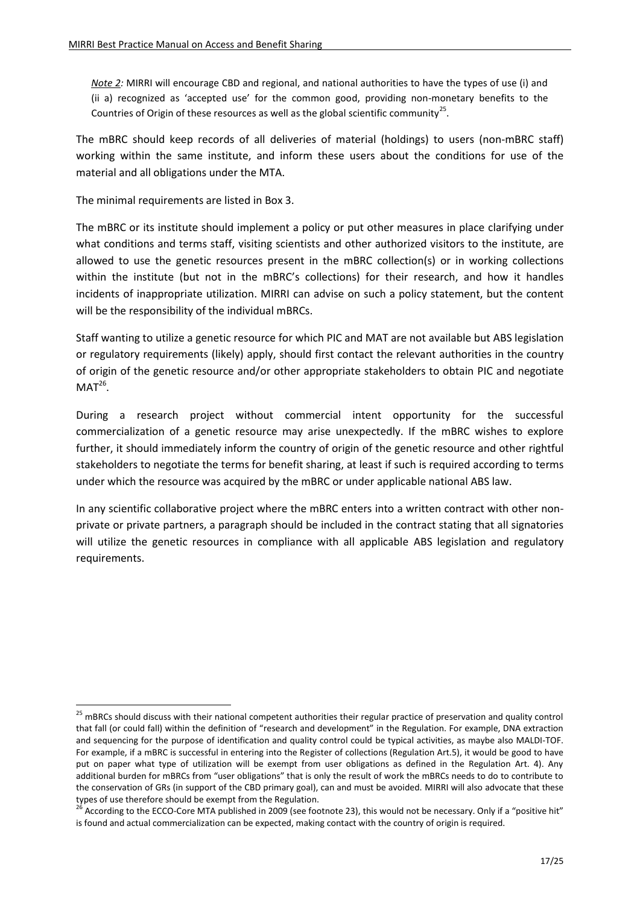*Note 2:* MIRRI will encourage CBD and regional, and national authorities to have the types of use (i) and (ii a) recognized as 'accepted use' for the common good, providing non-monetary benefits to the Countries of Origin of these resources as well as the global scientific community[25].

The mBRC should keep records of all deliveries of material (holdings) to users (non-mBRC staff) working within the same institute, and inform these users about the conditions for use of the material and all obligations under the MTA.

The minimal requirements are listed in Box 3.

The mBRC or its institute should implement a policy or put other measures in place clarifying under what conditions and terms staff, visiting scientists and other authorized visitors to the institute, are allowed to use the genetic resources present in the mBRC collection(s) or in working collections within the institute (but not in the mBRC's collections) for their research, and how it handles incidents of inappropriate utilization. MIRRI can advise on such a policy statement, but the content will be the responsibility of the individual mBRCs.

Staff wanting to utilize a genetic resource for which PIC and MAT are not available but ABS legislation or regulatory requirements (likely) apply, should first contact the relevant authorities in the country of origin of the genetic resource and/or other appropriate stakeholders to obtain PIC and negotiate MAT[26].

During a research project without commercial intent opportunity for the successful commercialization of a genetic resource may arise unexpectedly. If the mBRC wishes to explore further, it should immediately inform the country of origin of the genetic resource and other rightful stakeholders to negotiate the terms for benefit sharing, at least if such is required according to terms under which the resource was acquired by the mBRC or under applicable national ABS law.

In any scientific collaborative project where the mBRC enters into a written contract with other non-private or private partners, a paragraph should be included in the contract stating that all signatories will utilize the genetic resources in compliance with all applicable ABS legislation and regulatory requirements.

---

[25] mBRCs should discuss with their national competent authorities their regular practice of preservation and quality control that fall (or could fall) within the definition of "research and development" in the Regulation. For example, DNA extraction and sequencing for the purpose of identification and quality control could be typical activities, as maybe also MALDI-TOF. For example, if a mBRC is successful in entering into the Register of collections (Regulation Art.5), it would be good to have put on paper what type of utilization will be exempt from user obligations as defined in the Regulation Art. 4). Any additional burden for mBRCs from "user obligations" that is only the result of work the mBRCs needs to do to contribute to the conservation of GRs (in support of the CBD primary goal), can and must be avoided. MIRRI will also advocate that these types of use therefore should be exempt from the Regulation.

[26] According to the ECCO-Core MTA published in 2009 (see footnote 23), this would not be necessary. Only if a "positive hit" is found and actual commercialization can be expected, making contact with the country of origin is required.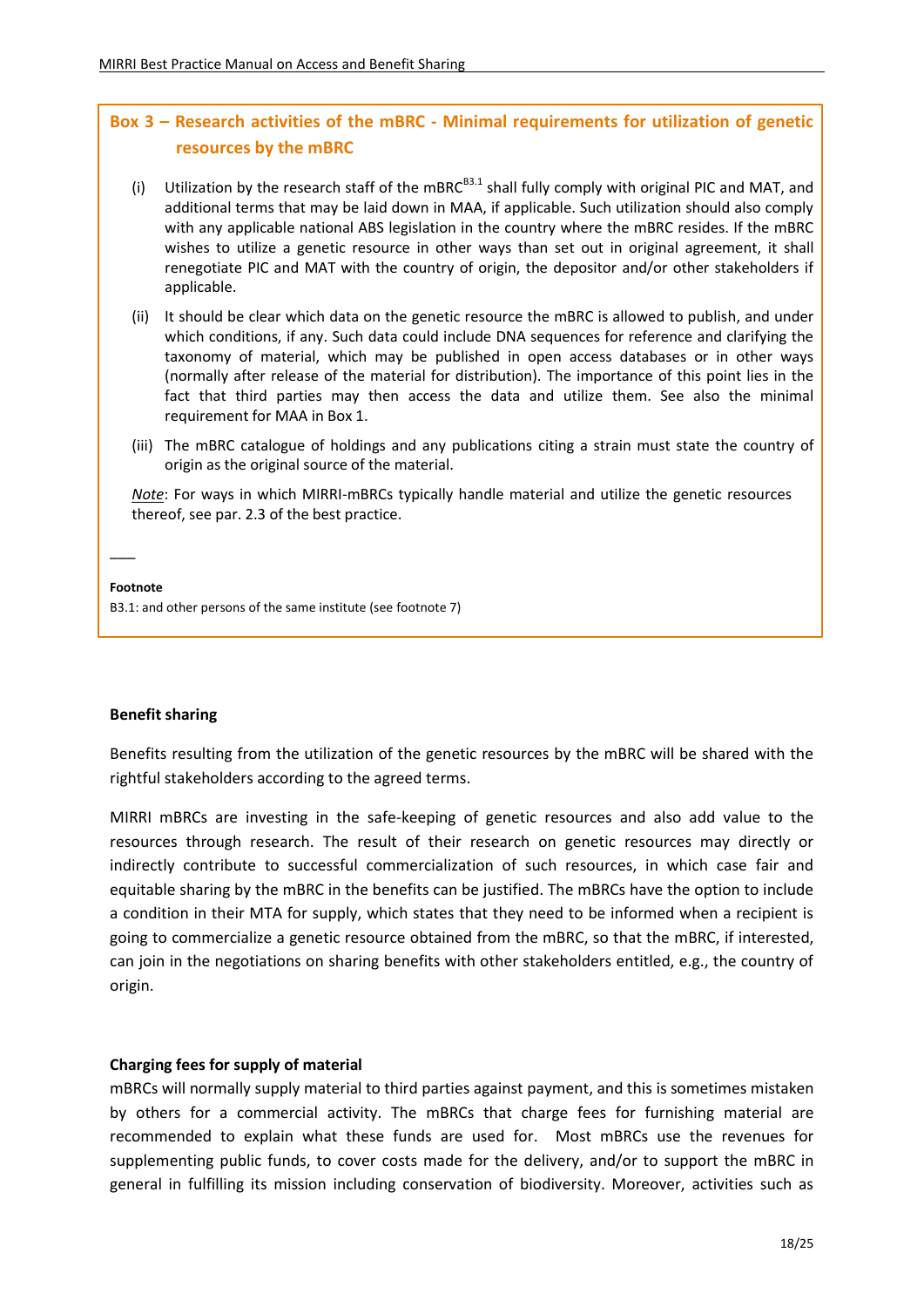### Box 3 – Research activities of the mBRC - Minimal requirements for utilization of genetic resources by the mBRC

(i) Utilization by the research staff of the mBRC[B3.1] shall fully comply with original PIC and MAT, and additional terms that may be laid down in MAA, if applicable. Such utilization should also comply with any applicable national ABS legislation in the country where the mBRC resides. If the mBRC wishes to utilize a genetic resource in other ways than set out in original agreement, it shall renegotiate PIC and MAT with the country of origin, the depositor and/or other stakeholders if applicable.

(ii) It should be clear which data on the genetic resource the mBRC is allowed to publish, and under which conditions, if any. Such data could include DNA sequences for reference and clarifying the taxonomy of material, which may be published in open access databases or in other ways (normally after release of the material for distribution). The importance of this point lies in the fact that third parties may then access the data and utilize them. See also the minimal requirement for MAA in Box 1.

(iii) The mBRC catalogue of holdings and any publications citing a strain must state the country of origin as the original source of the material.

*Note*: For ways in which MIRRI-mBRCs typically handle material and utilize the genetic resources thereof, see par. 2.3 of the best practice.

___

**Footnote**

B3.1: and other persons of the same institute (see footnote 7)

**Benefit sharing**

Benefits resulting from the utilization of the genetic resources by the mBRC will be shared with the rightful stakeholders according to the agreed terms.

MIRRI mBRCs are investing in the safe-keeping of genetic resources and also add value to the resources through research. The result of their research on genetic resources may directly or indirectly contribute to successful commercialization of such resources, in which case fair and equitable sharing by the mBRC in the benefits can be justified. The mBRCs have the option to include a condition in their MTA for supply, which states that they need to be informed when a recipient is going to commercialize a genetic resource obtained from the mBRC, so that the mBRC, if interested, can join in the negotiations on sharing benefits with other stakeholders entitled, e.g., the country of origin.

**Charging fees for supply of material**

mBRCs will normally supply material to third parties against payment, and this is sometimes mistaken by others for a commercial activity. The mBRCs that charge fees for furnishing material are recommended to explain what these funds are used for. Most mBRCs use the revenues for supplementing public funds, to cover costs made for the delivery, and/or to support the mBRC in general in fulfilling its mission including conservation of biodiversity. Moreover, activities such as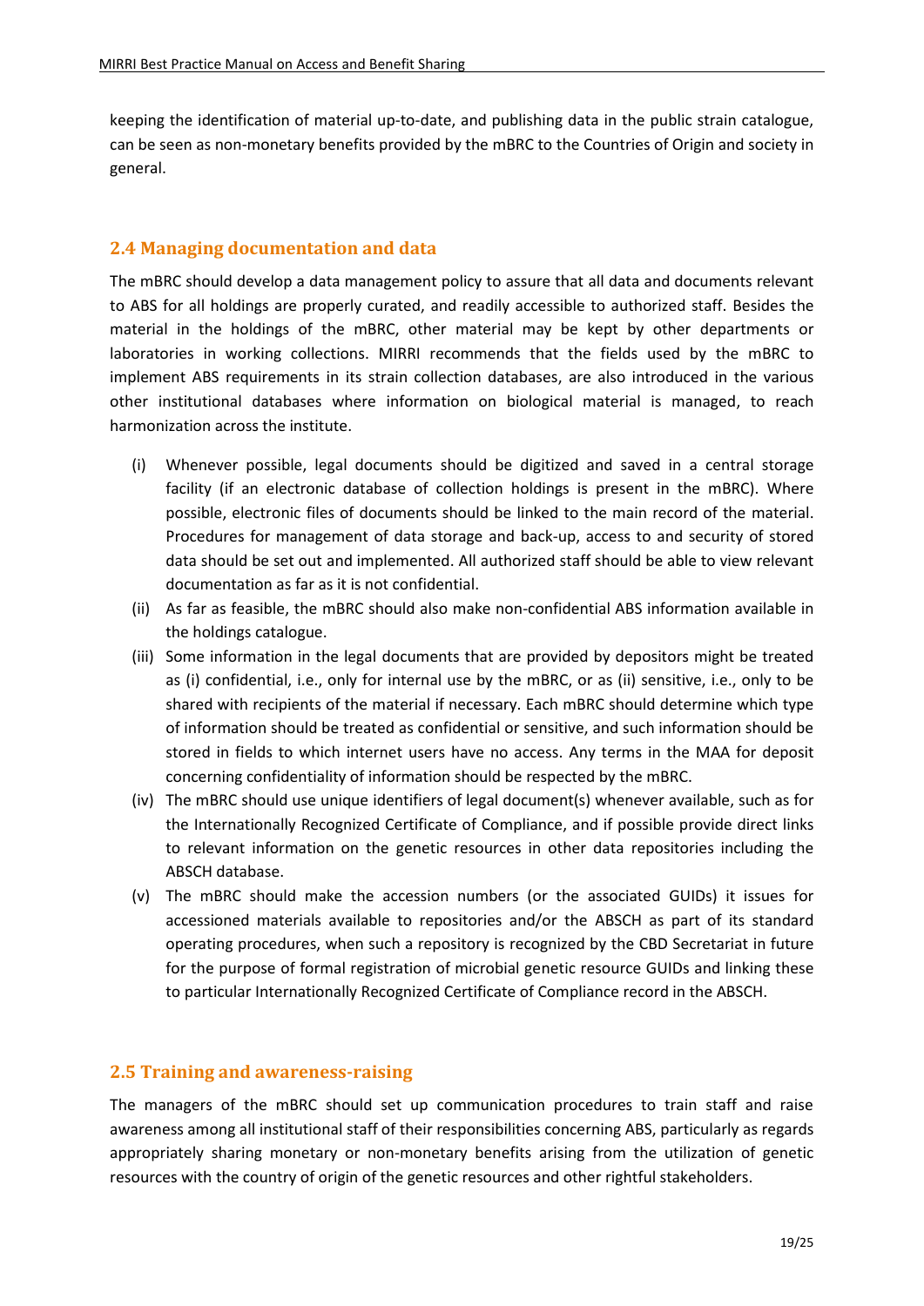keeping the identification of material up-to-date, and publishing data in the public strain catalogue, can be seen as non-monetary benefits provided by the mBRC to the Countries of Origin and society in general.

## 2.4 Managing documentation and data

The mBRC should develop a data management policy to assure that all data and documents relevant to ABS for all holdings are properly curated, and readily accessible to authorized staff. Besides the material in the holdings of the mBRC, other material may be kept by other departments or laboratories in working collections. MIRRI recommends that the fields used by the mBRC to implement ABS requirements in its strain collection databases, are also introduced in the various other institutional databases where information on biological material is managed, to reach harmonization across the institute.

(i) Whenever possible, legal documents should be digitized and saved in a central storage facility (if an electronic database of collection holdings is present in the mBRC). Where possible, electronic files of documents should be linked to the main record of the material. Procedures for management of data storage and back-up, access to and security of stored data should be set out and implemented. All authorized staff should be able to view relevant documentation as far as it is not confidential.

(ii) As far as feasible, the mBRC should also make non-confidential ABS information available in the holdings catalogue.

(iii) Some information in the legal documents that are provided by depositors might be treated as (i) confidential, i.e., only for internal use by the mBRC, or as (ii) sensitive, i.e., only to be shared with recipients of the material if necessary. Each mBRC should determine which type of information should be treated as confidential or sensitive, and such information should be stored in fields to which internet users have no access. Any terms in the MAA for deposit concerning confidentiality of information should be respected by the mBRC.

(iv) The mBRC should use unique identifiers of legal document(s) whenever available, such as for the Internationally Recognized Certificate of Compliance, and if possible provide direct links to relevant information on the genetic resources in other data repositories including the ABSCH database.

(v) The mBRC should make the accession numbers (or the associated GUIDs) it issues for accessioned materials available to repositories and/or the ABSCH as part of its standard operating procedures, when such a repository is recognized by the CBD Secretariat in future for the purpose of formal registration of microbial genetic resource GUIDs and linking these to particular Internationally Recognized Certificate of Compliance record in the ABSCH.

## 2.5 Training and awareness-raising

The managers of the mBRC should set up communication procedures to train staff and raise awareness among all institutional staff of their responsibilities concerning ABS, particularly as regards appropriately sharing monetary or non-monetary benefits arising from the utilization of genetic resources with the country of origin of the genetic resources and other rightful stakeholders.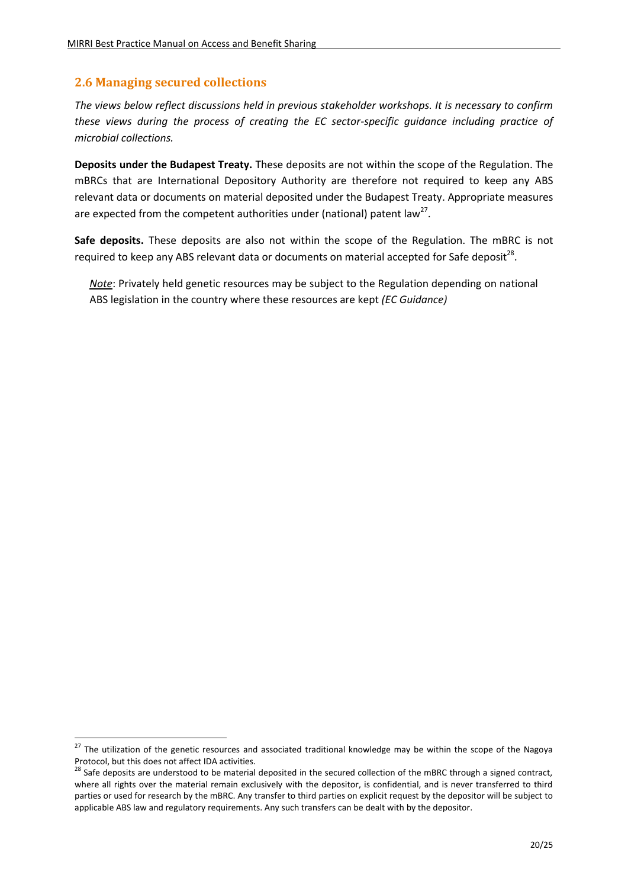## 2.6 Managing secured collections

*The views below reflect discussions held in previous stakeholder workshops. It is necessary to confirm these views during the process of creating the EC sector-specific guidance including practice of microbial collections.*

**Deposits under the Budapest Treaty.** These deposits are not within the scope of the Regulation. The mBRCs that are International Depository Authority are therefore not required to keep any ABS relevant data or documents on material deposited under the Budapest Treaty. Appropriate measures are expected from the competent authorities under (national) patent law[27].

**Safe deposits.** These deposits are also not within the scope of the Regulation. The mBRC is not required to keep any ABS relevant data or documents on material accepted for Safe deposit[28].

> *Note*: Privately held genetic resources may be subject to the Regulation depending on national ABS legislation in the country where these resources are kept *(EC Guidance)*

---

[27] The utilization of the genetic resources and associated traditional knowledge may be within the scope of the Nagoya Protocol, but this does not affect IDA activities.

[28] Safe deposits are understood to be material deposited in the secured collection of the mBRC through a signed contract, where all rights over the material remain exclusively with the depositor, is confidential, and is never transferred to third parties or used for research by the mBRC. Any transfer to third parties on explicit request by the depositor will be subject to applicable ABS law and regulatory requirements. Any such transfers can be dealt with by the depositor.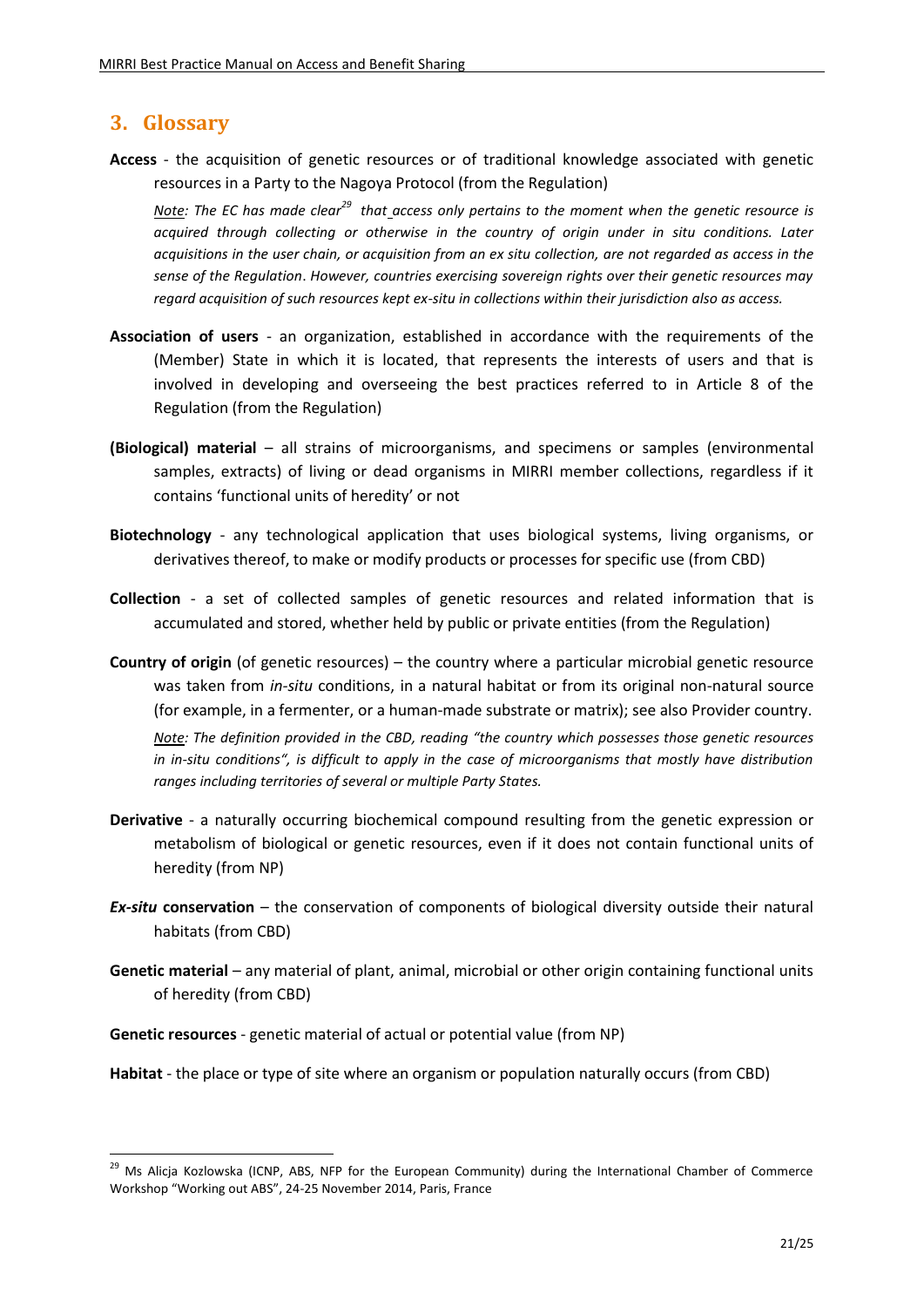## 3. Glossary

**Access** - the acquisition of genetic resources or of traditional knowledge associated with genetic resources in a Party to the Nagoya Protocol (from the Regulation)

*Note: The EC has made clear[29] that access only pertains to the moment when the genetic resource is acquired through collecting or otherwise in the country of origin under in situ conditions. Later acquisitions in the user chain, or acquisition from an ex situ collection, are not regarded as access in the sense of the Regulation. However, countries exercising sovereign rights over their genetic resources may regard acquisition of such resources kept ex-situ in collections within their jurisdiction also as access.*

**Association of users** - an organization, established in accordance with the requirements of the (Member) State in which it is located, that represents the interests of users and that is involved in developing and overseeing the best practices referred to in Article 8 of the Regulation (from the Regulation)

**(Biological) material** – all strains of microorganisms, and specimens or samples (environmental samples, extracts) of living or dead organisms in MIRRI member collections, regardless if it contains 'functional units of heredity' or not

**Biotechnology** - any technological application that uses biological systems, living organisms, or derivatives thereof, to make or modify products or processes for specific use (from CBD)

**Collection** - a set of collected samples of genetic resources and related information that is accumulated and stored, whether held by public or private entities (from the Regulation)

**Country of origin** (of genetic resources) – the country where a particular microbial genetic resource was taken from *in-situ* conditions, in a natural habitat or from its original non-natural source (for example, in a fermenter, or a human-made substrate or matrix); see also Provider country.

*Note: The definition provided in the CBD, reading "the country which possesses those genetic resources in in-situ conditions", is difficult to apply in the case of microorganisms that mostly have distribution ranges including territories of several or multiple Party States.*

**Derivative** - a naturally occurring biochemical compound resulting from the genetic expression or metabolism of biological or genetic resources, even if it does not contain functional units of heredity (from NP)

***Ex-situ* conservation** – the conservation of components of biological diversity outside their natural habitats (from CBD)

**Genetic material** – any material of plant, animal, microbial or other origin containing functional units of heredity (from CBD)

**Genetic resources** - genetic material of actual or potential value (from NP)

**Habitat** - the place or type of site where an organism or population naturally occurs (from CBD)

---

[29] Ms Alicja Kozlowska (ICNP, ABS, NFP for the European Community) during the International Chamber of Commerce Workshop "Working out ABS", 24-25 November 2014, Paris, France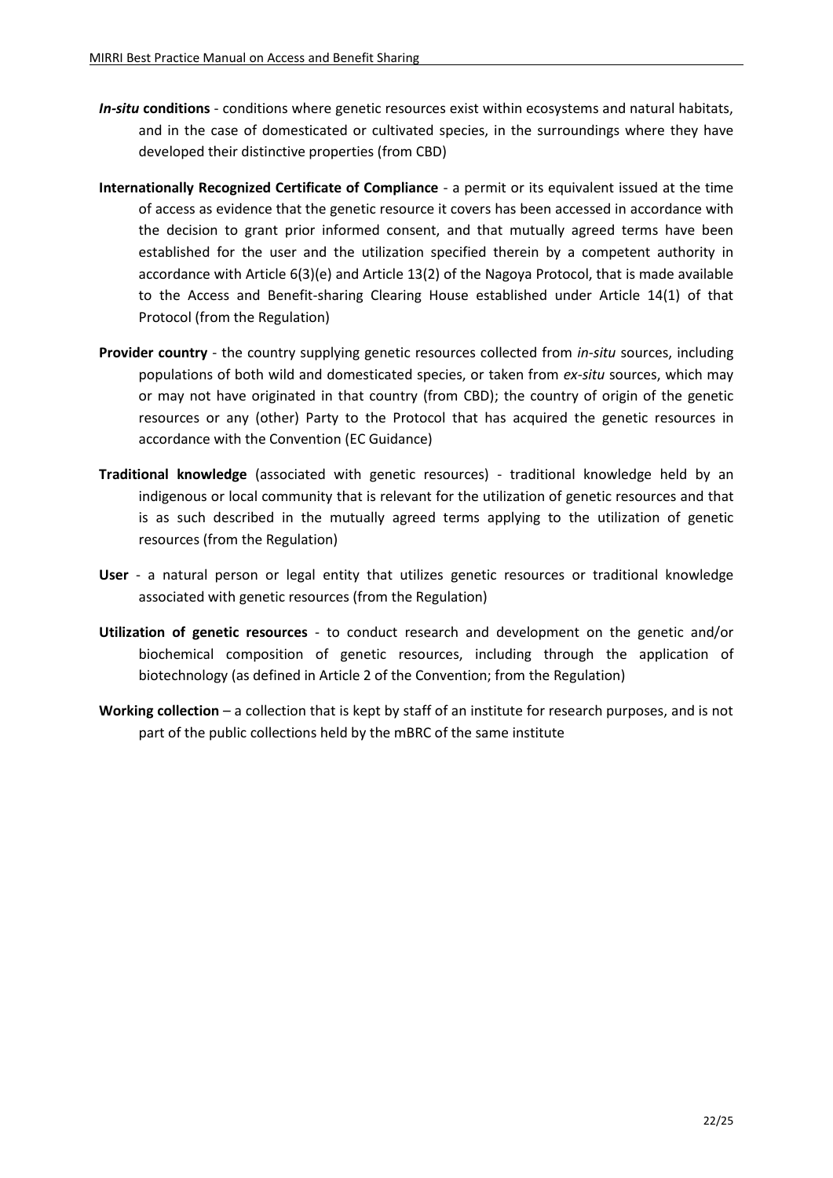***In-situ* conditions** - conditions where genetic resources exist within ecosystems and natural habitats, and in the case of domesticated or cultivated species, in the surroundings where they have developed their distinctive properties (from CBD)

**Internationally Recognized Certificate of Compliance** - a permit or its equivalent issued at the time of access as evidence that the genetic resource it covers has been accessed in accordance with the decision to grant prior informed consent, and that mutually agreed terms have been established for the user and the utilization specified therein by a competent authority in accordance with Article 6(3)(e) and Article 13(2) of the Nagoya Protocol, that is made available to the Access and Benefit-sharing Clearing House established under Article 14(1) of that Protocol (from the Regulation)

**Provider country** - the country supplying genetic resources collected from *in-situ* sources, including populations of both wild and domesticated species, or taken from *ex-situ* sources, which may or may not have originated in that country (from CBD); the country of origin of the genetic resources or any (other) Party to the Protocol that has acquired the genetic resources in accordance with the Convention (EC Guidance)

**Traditional knowledge** (associated with genetic resources) - traditional knowledge held by an indigenous or local community that is relevant for the utilization of genetic resources and that is as such described in the mutually agreed terms applying to the utilization of genetic resources (from the Regulation)

**User** - a natural person or legal entity that utilizes genetic resources or traditional knowledge associated with genetic resources (from the Regulation)

**Utilization of genetic resources** - to conduct research and development on the genetic and/or biochemical composition of genetic resources, including through the application of biotechnology (as defined in Article 2 of the Convention; from the Regulation)

**Working collection** – a collection that is kept by staff of an institute for research purposes, and is not part of the public collections held by the mBRC of the same institute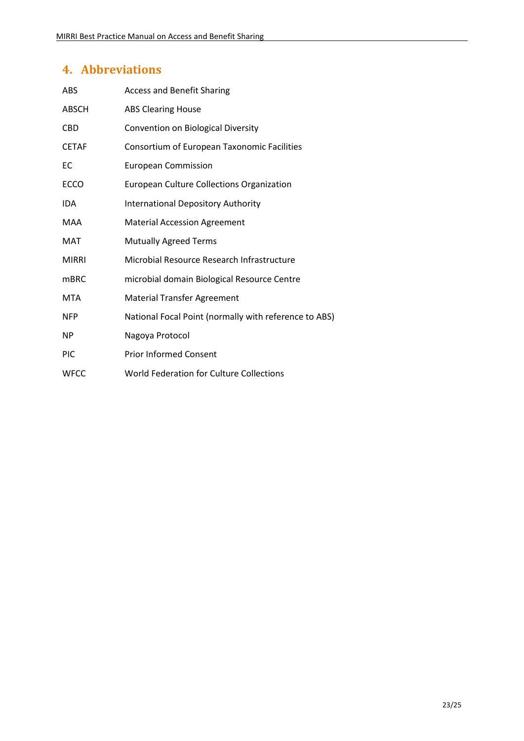## 4. Abbreviations

| | |
|---|---|
| ABS | Access and Benefit Sharing |
| ABSCH | ABS Clearing House |
| CBD | Convention on Biological Diversity |
| CETAF | Consortium of European Taxonomic Facilities |
| EC | European Commission |
| ECCO | European Culture Collections Organization |
| IDA | International Depository Authority |
| MAA | Material Accession Agreement |
| MAT | Mutually Agreed Terms |
| MIRRI | Microbial Resource Research Infrastructure |
| mBRC | microbial domain Biological Resource Centre |
| MTA | Material Transfer Agreement |
| NFP | National Focal Point (normally with reference to ABS) |
| NP | Nagoya Protocol |
| PIC | Prior Informed Consent |
| WFCC | World Federation for Culture Collections |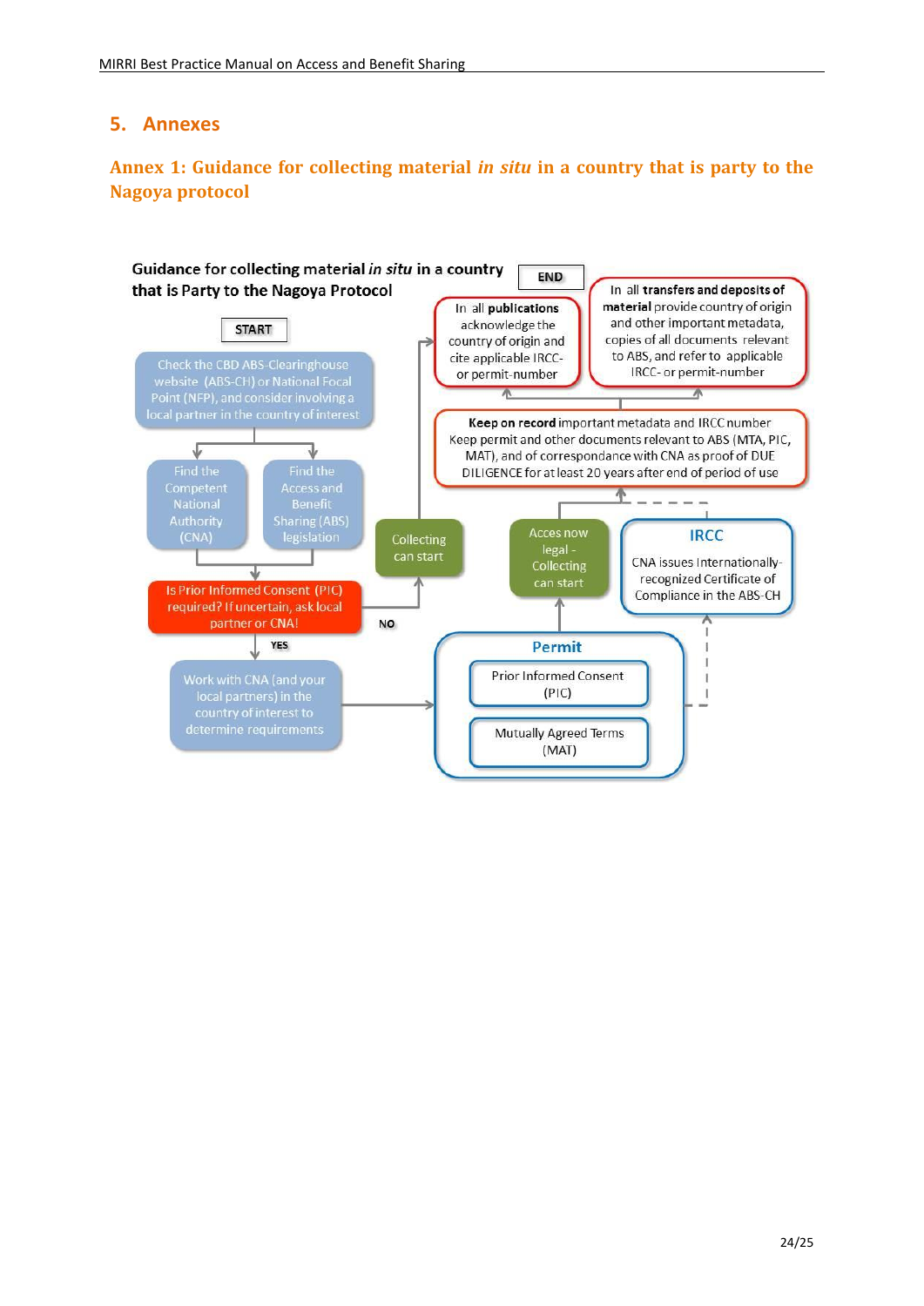# 5. Annexes

## Annex 1: Guidance for collecting material *in situ* in a country that is party to the Nagoya protocol

**Guidance for collecting material *in situ* in a country that is Party to the Nagoya Protocol**

START

Check the CBD ABS-Clearinghouse website (ABS-CH) or National Focal Point (NFP), and consider involving a local partner in the country of interest

Find the Competent National Authority (CNA)

Find the Access and Benefit Sharing (ABS) legislation

Is Prior Informed Consent (PIC) required? If uncertain, ask local partner or CNA!

NO

Collecting can start

YES

Work with CNA (and your local partners) in the country of interest to determine requirements

**Permit**

Prior Informed Consent (PIC)

Mutually Agreed Terms (MAT)

Acces now legal - Collecting can start

**IRCC**

CNA issues Internationally-recognized Certificate of Compliance in the ABS-CH

**Keep on record** important metadata and IRCC number
Keep permit and other documents relevant to ABS (MTA, PIC, MAT), and of correspondance with CNA as proof of DUE DILIGENCE for at least 20 years after end of period of use

In all **publications** acknowledge the country of origin and cite applicable IRCC- or permit-number

In all **transfers and deposits of material** provide country of origin and other important metadata, copies of all documents relevant to ABS, and refer to applicable IRCC- or permit-number

END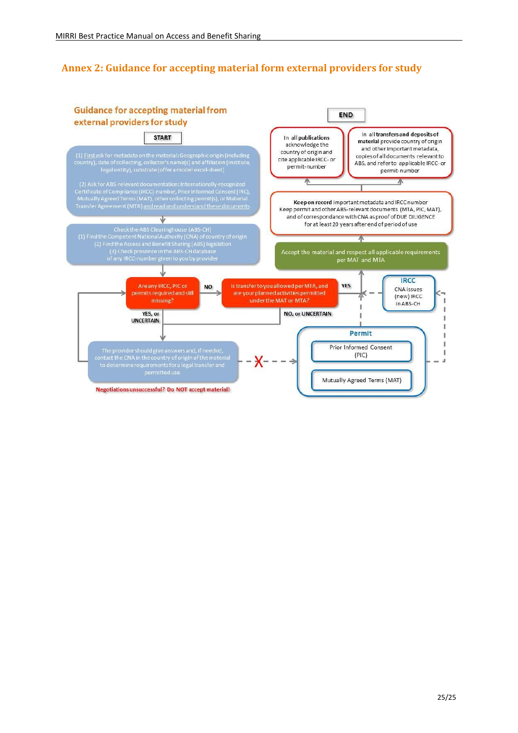# Annex 2: Guidance for accepting material form external providers for study

Guidance for accepting material from external providers for study

START

(1) First ask for metadata on the material: Geographic origin (including country), date of collecting, collector's name(s) and affiliation (institute, legal entity), substrate (offer a model excel-sheet)

(2) Ask for ABS-relevant documentation: Internationally-recognized Certificate of Compliance (IRCC)-number, Prior Informed Consent (PIC), Mutually Agreed Terms (MAT), other collecting permit(s), or Material Transfer Agreement (MTA) and read and understand these documents

Check the ABS Clearinghouse (ABS-CH)
(1) Find the Competent National Authority (CNA) of country of origin
(2) Find the Access and Benefit Sharing (ABS) legislation
(3) Check presence in the ABS-CH database of any IRCC-number given to you by provider

Are any IRCC, PIC or permits required and still missing?

NO

YES, or UNCERTAIN

Is transfer to you allowed per MTA, and are your planned activities permitted under the MAT or MTA?

YES

NO, or UNCERTAIN

The provider should give answers and, if needed, contact the CNA in the country of origin of the material to determine requirements for a legal transfer and permitted use

Negotiations unsuccessful? Do NOT accept material!

X

Permit

Prior Informed Consent (PIC)

Mutually Agreed Terms (MAT)

IRCC

CNA issues (new) IRCC in ABS-CH

Accept the material and respect all applicable requirements per MAT and MTA

**Keep on record** important metadata and IRCC number
Keep permit and other ABS-relevant documents (MTA, PIC, MAT), and of correspondance with CNA as proof of DUE DILIGENCE for at least 20 years after end of period of use

In **all publications** acknowledge the country of origin and cite applicable IRCC- or permit-number

In **all transfers and deposits of material** provide country of origin and other important metadata, copies of all documents relevant to ABS, and refer to applicable IRCC- or permit-number

END